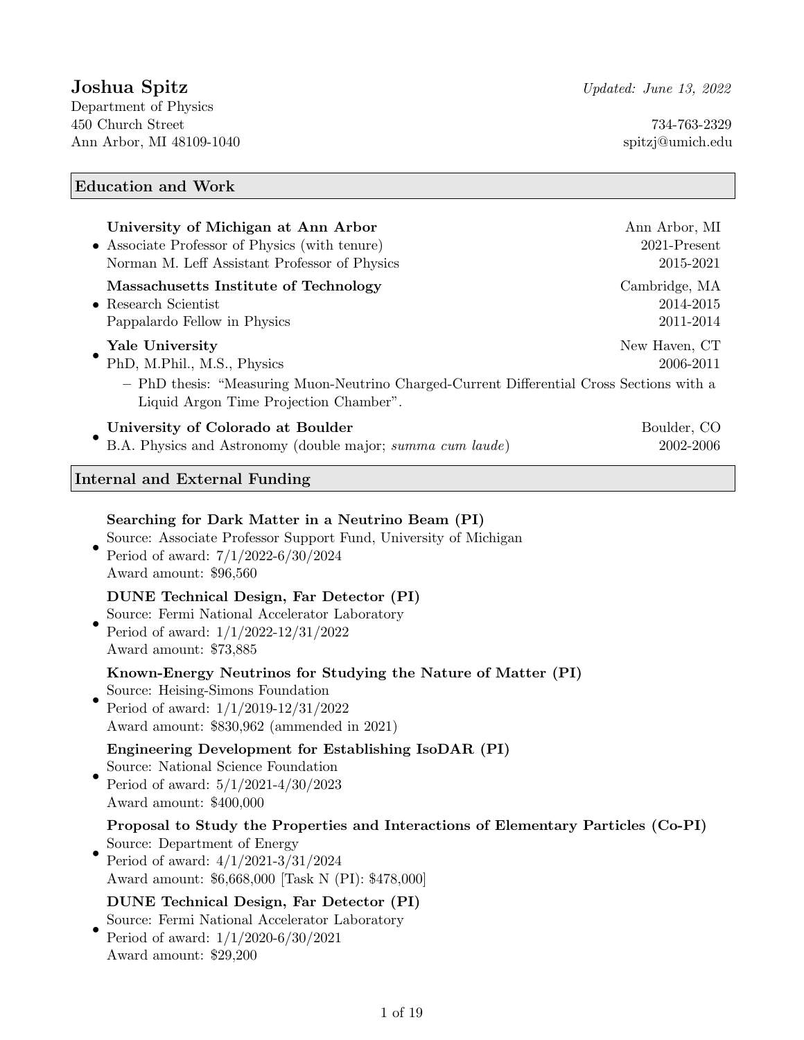# Joshua Spitz

*Updated: June 13, 2022*

Department of Physics
450 Church Street
Ann Arbor, MI 48109-1040

734-763-2329
spitzj@umich.edu

## Education and Work

- **University of Michigan at Ann Arbor** — Ann Arbor, MI
  Associate Professor of Physics (with tenure) — 2021-Present
  Norman M. Leff Assistant Professor of Physics — 2015-2021
- **Massachusetts Institute of Technology** — Cambridge, MA
  Research Scientist — 2014-2015
  Pappalardo Fellow in Physics — 2011-2014
- **Yale University** — New Haven, CT
  PhD, M.Phil., M.S., Physics — 2006-2011
  - PhD thesis: "Measuring Muon-Neutrino Charged-Current Differential Cross Sections with a Liquid Argon Time Projection Chamber".
- **University of Colorado at Boulder** — Boulder, CO
  B.A. Physics and Astronomy (double major; *summa cum laude*) — 2002-2006

## Internal and External Funding

- **Searching for Dark Matter in a Neutrino Beam (PI)**
  Source: Associate Professor Support Fund, University of Michigan
  Period of award: 7/1/2022-6/30/2024
  Award amount: $96,560
- **DUNE Technical Design, Far Detector (PI)**
  Source: Fermi National Accelerator Laboratory
  Period of award: 1/1/2022-12/31/2022
  Award amount: $73,885
- **Known-Energy Neutrinos for Studying the Nature of Matter (PI)**
  Source: Heising-Simons Foundation
  Period of award: 1/1/2019-12/31/2022
  Award amount: $830,962 (ammended in 2021)
- **Engineering Development for Establishing IsoDAR (PI)**
  Source: National Science Foundation
  Period of award: 5/1/2021-4/30/2023
  Award amount: $400,000
- **Proposal to Study the Properties and Interactions of Elementary Particles (Co-PI)**
  Source: Department of Energy
  Period of award: 4/1/2021-3/31/2024
  Award amount: $6,668,000 [Task N (PI): $478,000]
- **DUNE Technical Design, Far Detector (PI)**
  Source: Fermi National Accelerator Laboratory
  Period of award: 1/1/2020-6/30/2021
  Award amount: $29,200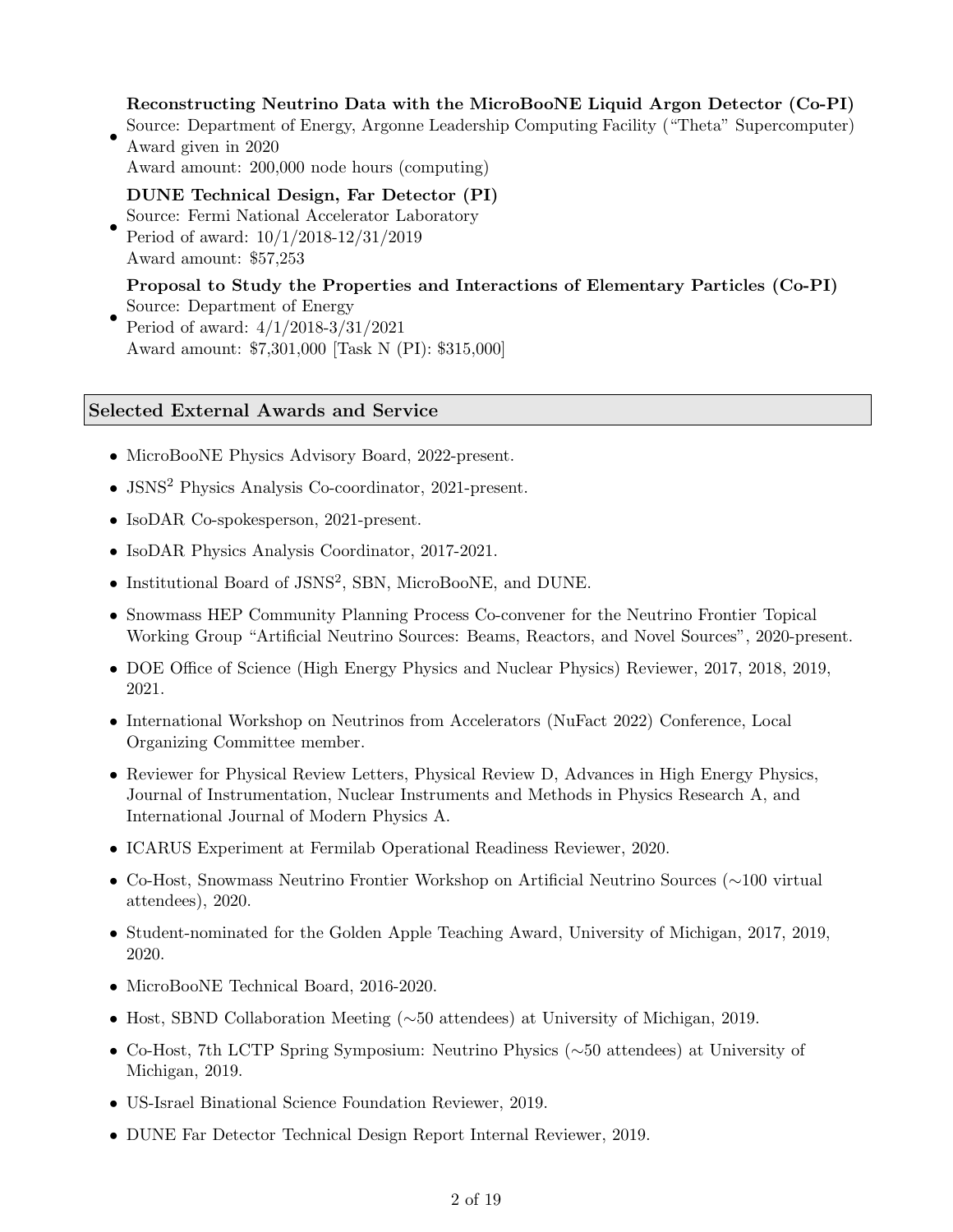- **Reconstructing Neutrino Data with the MicroBooNE Liquid Argon Detector (Co-PI)**
  Source: Department of Energy, Argonne Leadership Computing Facility ("Theta" Supercomputer)
  Award given in 2020
  Award amount: 200,000 node hours (computing)
- **DUNE Technical Design, Far Detector (PI)**
  Source: Fermi National Accelerator Laboratory
  Period of award: 10/1/2018-12/31/2019
  Award amount: $57,253
- **Proposal to Study the Properties and Interactions of Elementary Particles (Co-PI)**
  Source: Department of Energy
  Period of award: 4/1/2018-3/31/2021
  Award amount: $7,301,000 [Task N (PI): $315,000]

## Selected External Awards and Service

- MicroBooNE Physics Advisory Board, 2022-present.
- JSNS$^2$ Physics Analysis Co-coordinator, 2021-present.
- IsoDAR Co-spokesperson, 2021-present.
- IsoDAR Physics Analysis Coordinator, 2017-2021.
- Institutional Board of JSNS$^2$, SBN, MicroBooNE, and DUNE.
- Snowmass HEP Community Planning Process Co-convener for the Neutrino Frontier Topical Working Group "Artificial Neutrino Sources: Beams, Reactors, and Novel Sources", 2020-present.
- DOE Office of Science (High Energy Physics and Nuclear Physics) Reviewer, 2017, 2018, 2019, 2021.
- International Workshop on Neutrinos from Accelerators (NuFact 2022) Conference, Local Organizing Committee member.
- Reviewer for Physical Review Letters, Physical Review D, Advances in High Energy Physics, Journal of Instrumentation, Nuclear Instruments and Methods in Physics Research A, and International Journal of Modern Physics A.
- ICARUS Experiment at Fermilab Operational Readiness Reviewer, 2020.
- Co-Host, Snowmass Neutrino Frontier Workshop on Artificial Neutrino Sources ($\sim$100 virtual attendees), 2020.
- Student-nominated for the Golden Apple Teaching Award, University of Michigan, 2017, 2019, 2020.
- MicroBooNE Technical Board, 2016-2020.
- Host, SBND Collaboration Meeting ($\sim$50 attendees) at University of Michigan, 2019.
- Co-Host, 7th LCTP Spring Symposium: Neutrino Physics ($\sim$50 attendees) at University of Michigan, 2019.
- US-Israel Binational Science Foundation Reviewer, 2019.
- DUNE Far Detector Technical Design Report Internal Reviewer, 2019.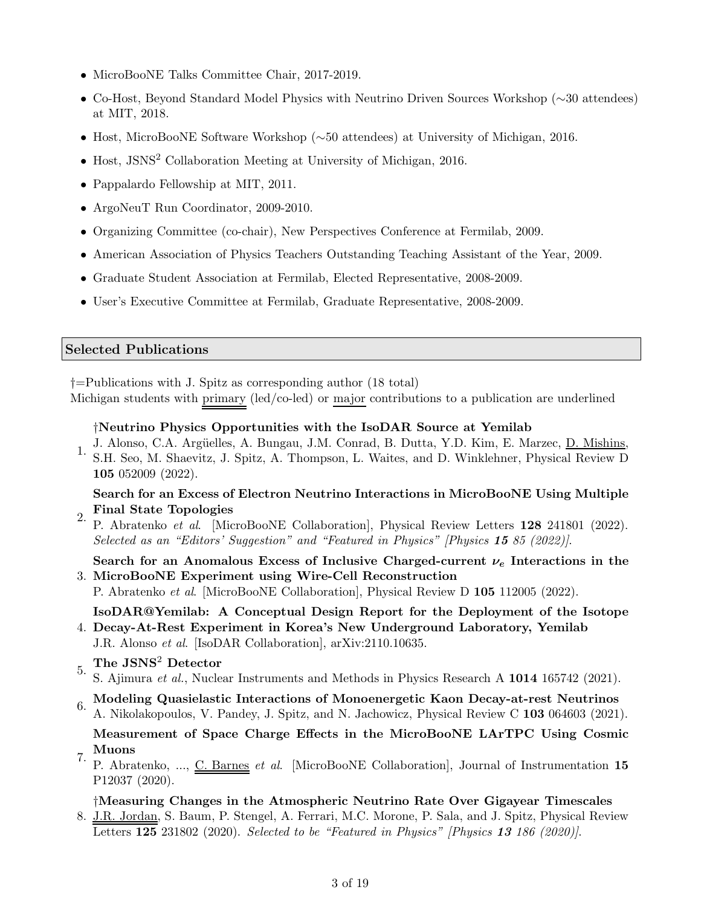- MicroBooNE Talks Committee Chair, 2017-2019.
- Co-Host, Beyond Standard Model Physics with Neutrino Driven Sources Workshop (∼30 attendees) at MIT, 2018.
- Host, MicroBooNE Software Workshop (∼50 attendees) at University of Michigan, 2016.
- Host, JSNS$^2$ Collaboration Meeting at University of Michigan, 2016.
- Pappalardo Fellowship at MIT, 2011.
- ArgoNeuT Run Coordinator, 2009-2010.
- Organizing Committee (co-chair), New Perspectives Conference at Fermilab, 2009.
- American Association of Physics Teachers Outstanding Teaching Assistant of the Year, 2009.
- Graduate Student Association at Fermilab, Elected Representative, 2008-2009.
- User's Executive Committee at Fermilab, Graduate Representative, 2008-2009.

## Selected Publications

†=Publications with J. Spitz as corresponding author (18 total)
Michigan students with primary (led/co-led) or major contributions to a publication are underlined

1. **†Neutrino Physics Opportunities with the IsoDAR Source at Yemilab**
   J. Alonso, C.A. Argüelles, A. Bungau, J.M. Conrad, B. Dutta, Y.D. Kim, E. Marzec, D. Mishins, S.H. Seo, M. Shaevitz, J. Spitz, A. Thompson, L. Waites, and D. Winklehner, Physical Review D **105** 052009 (2022).

2. **Search for an Excess of Electron Neutrino Interactions in MicroBooNE Using Multiple Final State Topologies**
   P. Abratenko *et al.* [MicroBooNE Collaboration], Physical Review Letters **128** 241801 (2022). *Selected as an "Editors' Suggestion" and "Featured in Physics" [Physics **15** 85 (2022)].*

3. **Search for an Anomalous Excess of Inclusive Charged-current $\nu_e$ Interactions in the MicroBooNE Experiment using Wire-Cell Reconstruction**
   P. Abratenko *et al.* [MicroBooNE Collaboration], Physical Review D **105** 112005 (2022).

4. **IsoDAR@Yemilab: A Conceptual Design Report for the Deployment of the Isotope Decay-At-Rest Experiment in Korea's New Underground Laboratory, Yemilab**
   J.R. Alonso *et al.* [IsoDAR Collaboration], arXiv:2110.10635.

5. **The JSNS$^2$ Detector**
   S. Ajimura *et al.*, Nuclear Instruments and Methods in Physics Research A **1014** 165742 (2021).

6. **Modeling Quasielastic Interactions of Monoenergetic Kaon Decay-at-rest Neutrinos**
   A. Nikolakopoulos, V. Pandey, J. Spitz, and N. Jachowicz, Physical Review C **103** 064603 (2021).

7. **Measurement of Space Charge Effects in the MicroBooNE LArTPC Using Cosmic Muons**
   P. Abratenko, ..., C. Barnes *et al.* [MicroBooNE Collaboration], Journal of Instrumentation **15** P12037 (2020).

8. **†Measuring Changes in the Atmospheric Neutrino Rate Over Gigayear Timescales**
   J.R. Jordan, S. Baum, P. Stengel, A. Ferrari, M.C. Morone, P. Sala, and J. Spitz, Physical Review Letters **125** 231802 (2020). *Selected to be "Featured in Physics" [Physics **13** 186 (2020)].*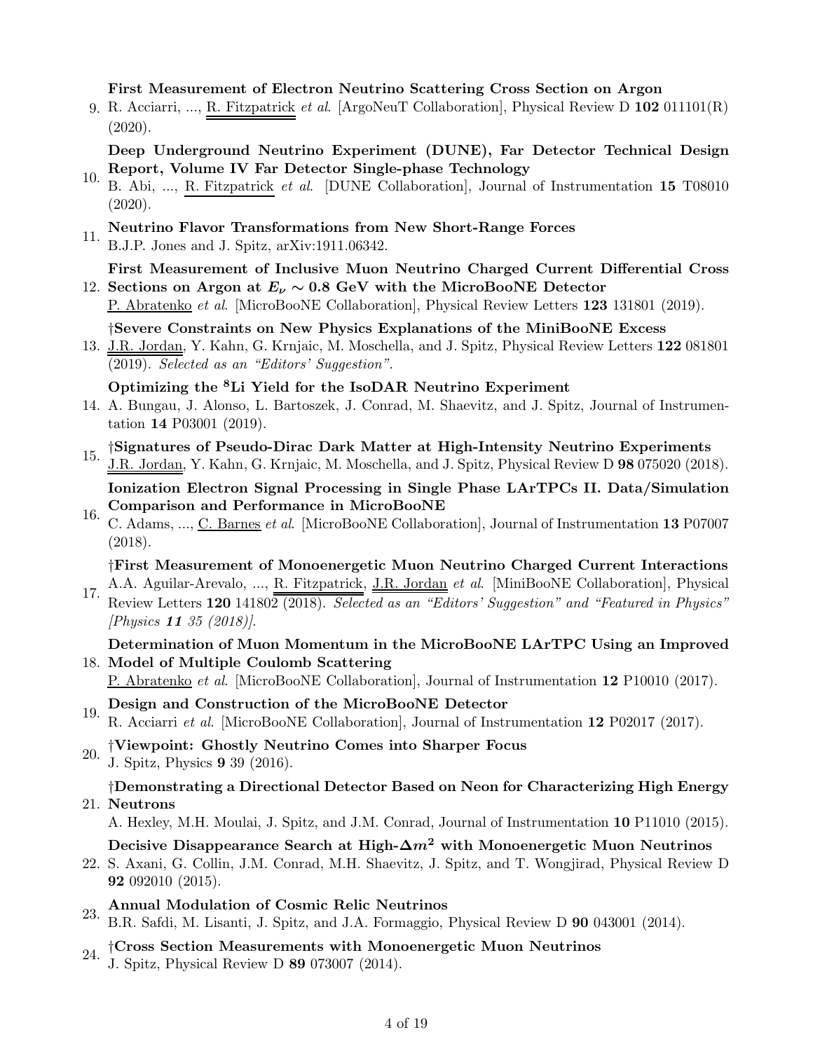9. **First Measurement of Electron Neutrino Scattering Cross Section on Argon**
   R. Acciarri, ..., R. Fitzpatrick *et al.* [ArgoNeuT Collaboration], Physical Review D **102** 011101(R) (2020).

10. **Deep Underground Neutrino Experiment (DUNE), Far Detector Technical Design Report, Volume IV Far Detector Single-phase Technology**
    B. Abi, ..., R. Fitzpatrick *et al.* [DUNE Collaboration], Journal of Instrumentation **15** T08010 (2020).

11. **Neutrino Flavor Transformations from New Short-Range Forces**
    B.J.P. Jones and J. Spitz, arXiv:1911.06342.

12. **First Measurement of Inclusive Muon Neutrino Charged Current Differential Cross Sections on Argon at $E_\nu \sim 0.8$ GeV with the MicroBooNE Detector**
    P. Abratenko *et al.* [MicroBooNE Collaboration], Physical Review Letters **123** 131801 (2019).

13. **†Severe Constraints on New Physics Explanations of the MiniBooNE Excess**
    J.R. Jordan, Y. Kahn, G. Krnjaic, M. Moschella, and J. Spitz, Physical Review Letters **122** 081801 (2019). *Selected as an "Editors' Suggestion".*

14. **Optimizing the $^8$Li Yield for the IsoDAR Neutrino Experiment**
    A. Bungau, J. Alonso, L. Bartoszek, J. Conrad, M. Shaevitz, and J. Spitz, Journal of Instrumentation **14** P03001 (2019).

15. **†Signatures of Pseudo-Dirac Dark Matter at High-Intensity Neutrino Experiments**
    J.R. Jordan, Y. Kahn, G. Krnjaic, M. Moschella, and J. Spitz, Physical Review D **98** 075020 (2018).

16. **Ionization Electron Signal Processing in Single Phase LArTPCs II. Data/Simulation Comparison and Performance in MicroBooNE**
    C. Adams, ..., C. Barnes *et al.* [MicroBooNE Collaboration], Journal of Instrumentation **13** P07007 (2018).

17. **†First Measurement of Monoenergetic Muon Neutrino Charged Current Interactions**
    A.A. Aguilar-Arevalo, ..., R. Fitzpatrick, J.R. Jordan *et al.* [MiniBooNE Collaboration], Physical Review Letters **120** 141802 (2018). *Selected as an "Editors' Suggestion" and "Featured in Physics" [Physics **11** 35 (2018)].*

18. **Determination of Muon Momentum in the MicroBooNE LArTPC Using an Improved Model of Multiple Coulomb Scattering**
    P. Abratenko *et al.* [MicroBooNE Collaboration], Journal of Instrumentation **12** P10010 (2017).

19. **Design and Construction of the MicroBooNE Detector**
    R. Acciarri *et al.* [MicroBooNE Collaboration], Journal of Instrumentation **12** P02017 (2017).

20. **†Viewpoint: Ghostly Neutrino Comes into Sharper Focus**
    J. Spitz, Physics **9** 39 (2016).

21. **†Demonstrating a Directional Detector Based on Neon for Characterizing High Energy Neutrons**
    A. Hexley, M.H. Moulai, J. Spitz, and J.M. Conrad, Journal of Instrumentation **10** P11010 (2015).

22. **Decisive Disappearance Search at High-$\Delta m^2$ with Monoenergetic Muon Neutrinos**
    S. Axani, G. Collin, J.M. Conrad, M.H. Shaevitz, J. Spitz, and T. Wongjirad, Physical Review D **92** 092010 (2015).

23. **Annual Modulation of Cosmic Relic Neutrinos**
    B.R. Safdi, M. Lisanti, J. Spitz, and J.A. Formaggio, Physical Review D **90** 043001 (2014).

24. **†Cross Section Measurements with Monoenergetic Muon Neutrinos**
    J. Spitz, Physical Review D **89** 073007 (2014).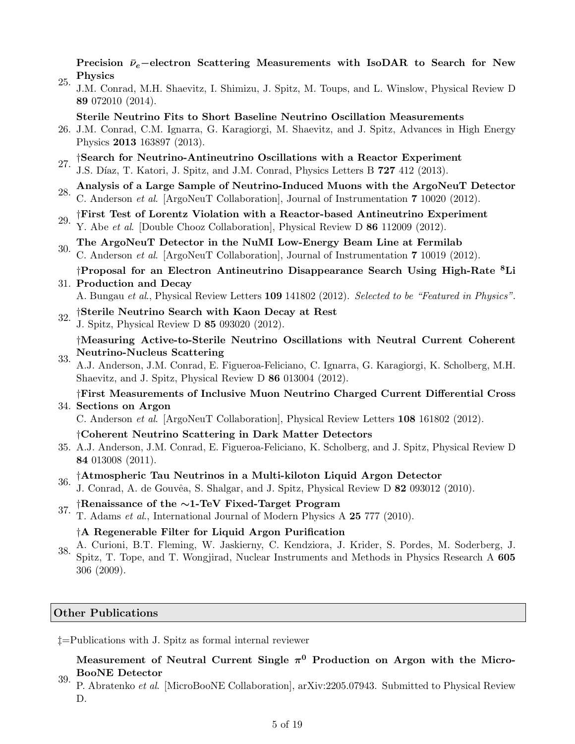25. **Precision $\bar{\nu}_e-$electron Scattering Measurements with IsoDAR to Search for New Physics**
J.M. Conrad, M.H. Shaevitz, I. Shimizu, J. Spitz, M. Toups, and L. Winslow, Physical Review D **89** 072010 (2014).

26. **Sterile Neutrino Fits to Short Baseline Neutrino Oscillation Measurements**
J.M. Conrad, C.M. Ignarra, G. Karagiorgi, M. Shaevitz, and J. Spitz, Advances in High Energy Physics **2013** 163897 (2013).

27. **†Search for Neutrino-Antineutrino Oscillations with a Reactor Experiment**
J.S. Díaz, T. Katori, J. Spitz, and J.M. Conrad, Physics Letters B **727** 412 (2013).

28. **Analysis of a Large Sample of Neutrino-Induced Muons with the ArgoNeuT Detector**
C. Anderson *et al.* [ArgoNeuT Collaboration], Journal of Instrumentation **7** 10020 (2012).

29. **†First Test of Lorentz Violation with a Reactor-based Antineutrino Experiment**
Y. Abe *et al.* [Double Chooz Collaboration], Physical Review D **86** 112009 (2012).

30. **The ArgoNeuT Detector in the NuMI Low-Energy Beam Line at Fermilab**
C. Anderson *et al.* [ArgoNeuT Collaboration], Journal of Instrumentation **7** 10019 (2012).

31. **†Proposal for an Electron Antineutrino Disappearance Search Using High-Rate $^8$Li Production and Decay**
A. Bungau *et al.*, Physical Review Letters **109** 141802 (2012). *Selected to be "Featured in Physics".*

32. **†Sterile Neutrino Search with Kaon Decay at Rest**
J. Spitz, Physical Review D **85** 093020 (2012).

33. **†Measuring Active-to-Sterile Neutrino Oscillations with Neutral Current Coherent Neutrino-Nucleus Scattering**
A.J. Anderson, J.M. Conrad, E. Figueroa-Feliciano, C. Ignarra, G. Karagiorgi, K. Scholberg, M.H. Shaevitz, and J. Spitz, Physical Review D **86** 013004 (2012).

34. **†First Measurements of Inclusive Muon Neutrino Charged Current Differential Cross Sections on Argon**
C. Anderson *et al.* [ArgoNeuT Collaboration], Physical Review Letters **108** 161802 (2012).

35. **†Coherent Neutrino Scattering in Dark Matter Detectors**
A.J. Anderson, J.M. Conrad, E. Figueroa-Feliciano, K. Scholberg, and J. Spitz, Physical Review D **84** 013008 (2011).

36. **†Atmospheric Tau Neutrinos in a Multi-kiloton Liquid Argon Detector**
J. Conrad, A. de Gouvêa, S. Shalgar, and J. Spitz, Physical Review D **82** 093012 (2010).

37. **†Renaissance of the ∼1-TeV Fixed-Target Program**
T. Adams *et al.*, International Journal of Modern Physics A **25** 777 (2010).

38. **†A Regenerable Filter for Liquid Argon Purification**
A. Curioni, B.T. Fleming, W. Jaskierny, C. Kendziora, J. Krider, S. Pordes, M. Soderberg, J. Spitz, T. Tope, and T. Wongjirad, Nuclear Instruments and Methods in Physics Research A **605** 306 (2009).

## Other Publications

‡=Publications with J. Spitz as formal internal reviewer

39. **Measurement of Neutral Current Single $\pi^0$ Production on Argon with the MicroBooNE Detector**
P. Abratenko *et al.* [MicroBooNE Collaboration], arXiv:2205.07943. Submitted to Physical Review D.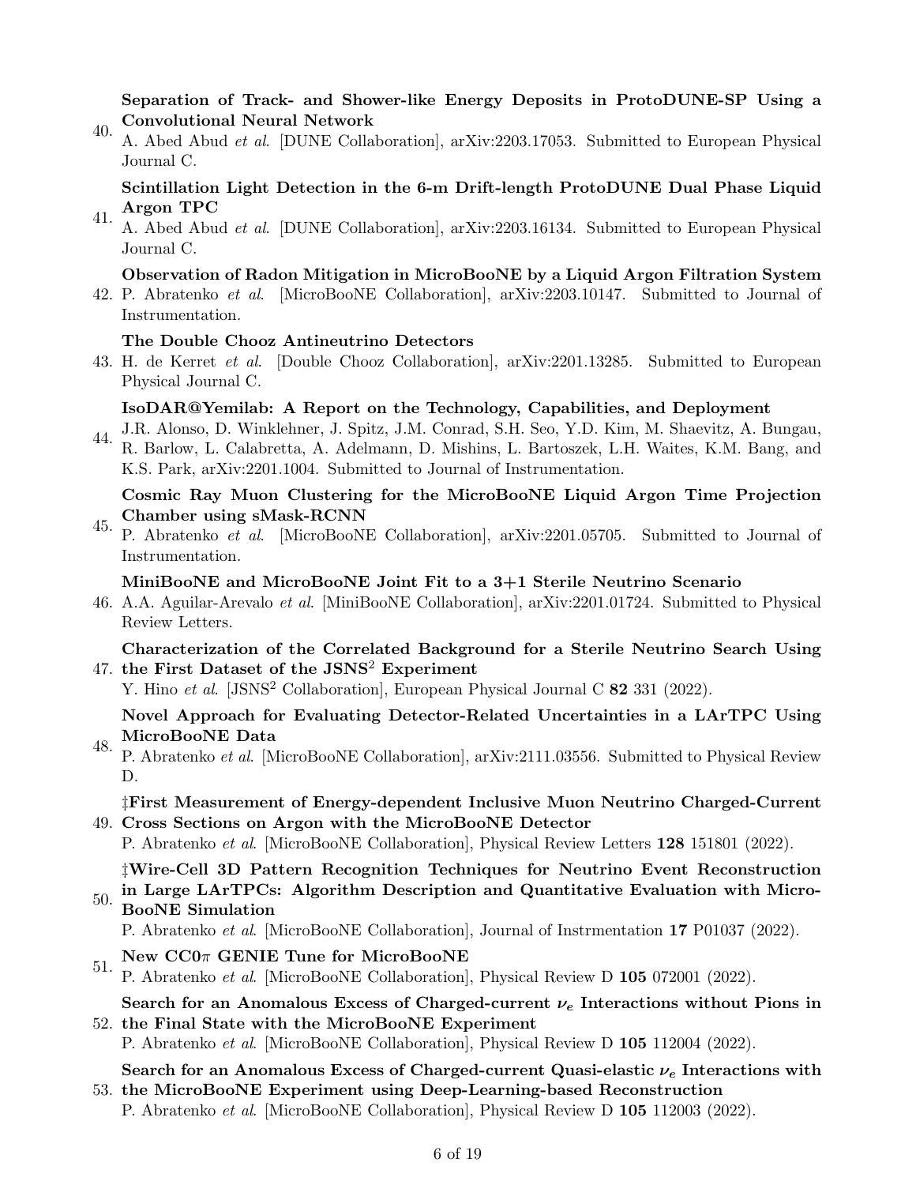40. **Separation of Track- and Shower-like Energy Deposits in ProtoDUNE-SP Using a Convolutional Neural Network**
A. Abed Abud *et al.* [DUNE Collaboration], arXiv:2203.17053. Submitted to European Physical Journal C.

41. **Scintillation Light Detection in the 6-m Drift-length ProtoDUNE Dual Phase Liquid Argon TPC**
A. Abed Abud *et al.* [DUNE Collaboration], arXiv:2203.16134. Submitted to European Physical Journal C.

42. **Observation of Radon Mitigation in MicroBooNE by a Liquid Argon Filtration System**
P. Abratenko *et al.* [MicroBooNE Collaboration], arXiv:2203.10147. Submitted to Journal of Instrumentation.

43. **The Double Chooz Antineutrino Detectors**
H. de Kerret *et al.* [Double Chooz Collaboration], arXiv:2201.13285. Submitted to European Physical Journal C.

44. **IsoDAR@Yemilab: A Report on the Technology, Capabilities, and Deployment**
J.R. Alonso, D. Winklehner, J. Spitz, J.M. Conrad, S.H. Seo, Y.D. Kim, M. Shaevitz, A. Bungau, R. Barlow, L. Calabretta, A. Adelmann, D. Mishins, L. Bartoszek, L.H. Waites, K.M. Bang, and K.S. Park, arXiv:2201.1004. Submitted to Journal of Instrumentation.

45. **Cosmic Ray Muon Clustering for the MicroBooNE Liquid Argon Time Projection Chamber using sMask-RCNN**
P. Abratenko *et al.* [MicroBooNE Collaboration], arXiv:2201.05705. Submitted to Journal of Instrumentation.

46. **MiniBooNE and MicroBooNE Joint Fit to a 3+1 Sterile Neutrino Scenario**
A.A. Aguilar-Arevalo *et al.* [MiniBooNE Collaboration], arXiv:2201.01724. Submitted to Physical Review Letters.

47. **Characterization of the Correlated Background for a Sterile Neutrino Search Using the First Dataset of the JSNS$^2$ Experiment**
Y. Hino *et al.* [JSNS$^2$ Collaboration], European Physical Journal C **82** 331 (2022).

48. **Novel Approach for Evaluating Detector-Related Uncertainties in a LArTPC Using MicroBooNE Data**
P. Abratenko *et al.* [MicroBooNE Collaboration], arXiv:2111.03556. Submitted to Physical Review D.

49. ‡**First Measurement of Energy-dependent Inclusive Muon Neutrino Charged-Current Cross Sections on Argon with the MicroBooNE Detector**
P. Abratenko *et al.* [MicroBooNE Collaboration], Physical Review Letters **128** 151801 (2022).

50. ‡**Wire-Cell 3D Pattern Recognition Techniques for Neutrino Event Reconstruction in Large LArTPCs: Algorithm Description and Quantitative Evaluation with MicroBooNE Simulation**
P. Abratenko *et al.* [MicroBooNE Collaboration], Journal of Instrmentation **17** P01037 (2022).

51. **New CC0$\pi$ GENIE Tune for MicroBooNE**
P. Abratenko *et al.* [MicroBooNE Collaboration], Physical Review D **105** 072001 (2022).

52. **Search for an Anomalous Excess of Charged-current $\nu_e$ Interactions without Pions in the Final State with the MicroBooNE Experiment**
P. Abratenko *et al.* [MicroBooNE Collaboration], Physical Review D **105** 112004 (2022).

53. **Search for an Anomalous Excess of Charged-current Quasi-elastic $\nu_e$ Interactions with the MicroBooNE Experiment using Deep-Learning-based Reconstruction**
P. Abratenko *et al.* [MicroBooNE Collaboration], Physical Review D **105** 112003 (2022).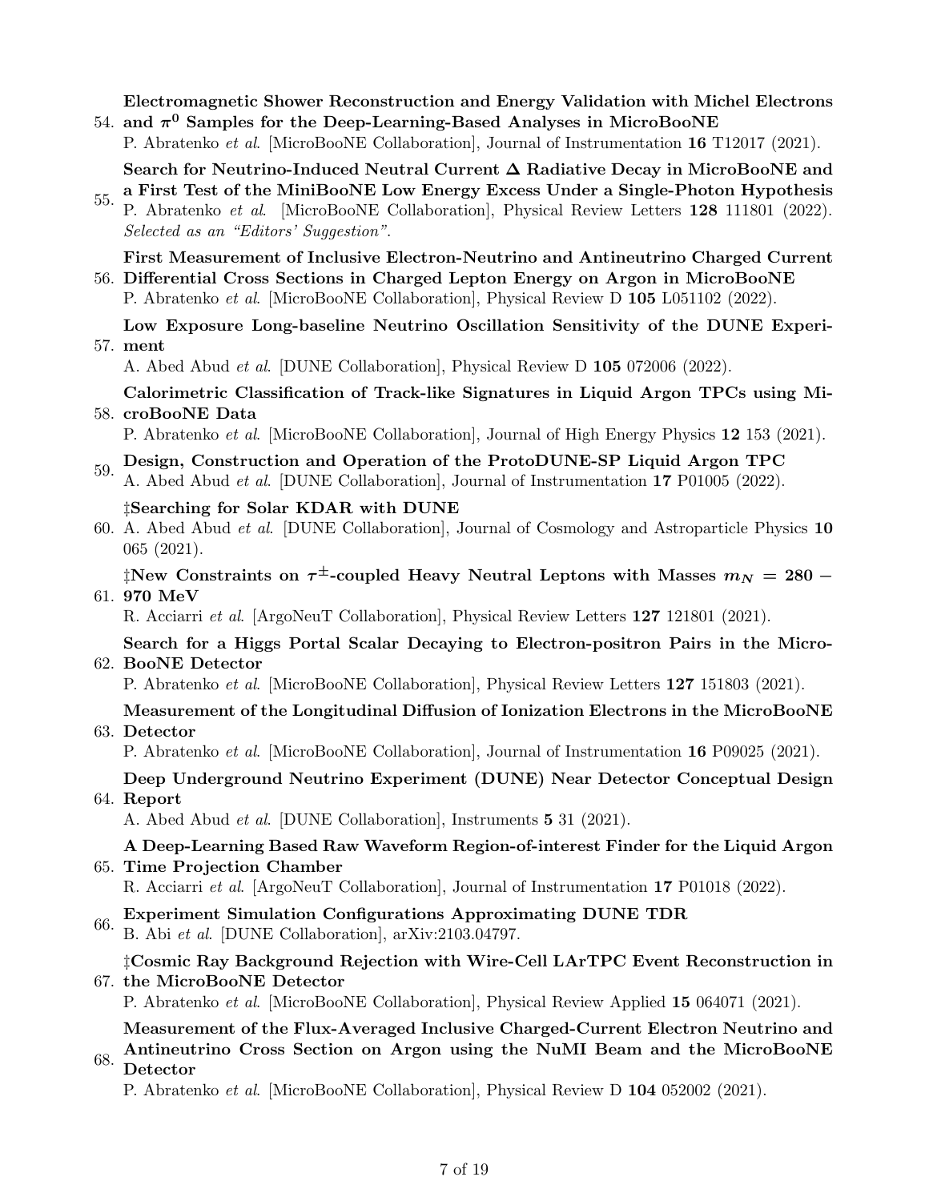54. **Electromagnetic Shower Reconstruction and Energy Validation with Michel Electrons and $\pi^0$ Samples for the Deep-Learning-Based Analyses in MicroBooNE**
    P. Abratenko *et al.* [MicroBooNE Collaboration], Journal of Instrumentation **16** T12017 (2021).

55. **Search for Neutrino-Induced Neutral Current $\Delta$ Radiative Decay in MicroBooNE and a First Test of the MiniBooNE Low Energy Excess Under a Single-Photon Hypothesis**
    P. Abratenko *et al.* [MicroBooNE Collaboration], Physical Review Letters **128** 111801 (2022).
    *Selected as an "Editors' Suggestion".*

56. **First Measurement of Inclusive Electron-Neutrino and Antineutrino Charged Current Differential Cross Sections in Charged Lepton Energy on Argon in MicroBooNE**
    P. Abratenko *et al.* [MicroBooNE Collaboration], Physical Review D **105** L051102 (2022).

57. **Low Exposure Long-baseline Neutrino Oscillation Sensitivity of the DUNE Experiment**
    A. Abed Abud *et al.* [DUNE Collaboration], Physical Review D **105** 072006 (2022).

58. **Calorimetric Classification of Track-like Signatures in Liquid Argon TPCs using MicroBooNE Data**
    P. Abratenko *et al.* [MicroBooNE Collaboration], Journal of High Energy Physics **12** 153 (2021).

59. **Design, Construction and Operation of the ProtoDUNE-SP Liquid Argon TPC**
    A. Abed Abud *et al.* [DUNE Collaboration], Journal of Instrumentation **17** P01005 (2022).

60. **‡Searching for Solar KDAR with DUNE**
    A. Abed Abud *et al.* [DUNE Collaboration], Journal of Cosmology and Astroparticle Physics **10** 065 (2021).

61. **‡New Constraints on $\tau^{\pm}$-coupled Heavy Neutral Leptons with Masses $m_N = 280-970$ MeV**
    R. Acciarri *et al.* [ArgoNeuT Collaboration], Physical Review Letters **127** 121801 (2021).

62. **Search for a Higgs Portal Scalar Decaying to Electron-positron Pairs in the MicroBooNE Detector**
    P. Abratenko *et al.* [MicroBooNE Collaboration], Physical Review Letters **127** 151803 (2021).

63. **Measurement of the Longitudinal Diffusion of Ionization Electrons in the MicroBooNE Detector**
    P. Abratenko *et al.* [MicroBooNE Collaboration], Journal of Instrumentation **16** P09025 (2021).

64. **Deep Underground Neutrino Experiment (DUNE) Near Detector Conceptual Design Report**
    A. Abed Abud *et al.* [DUNE Collaboration], Instruments **5** 31 (2021).

65. **A Deep-Learning Based Raw Waveform Region-of-interest Finder for the Liquid Argon Time Projection Chamber**
    R. Acciarri *et al.* [ArgoNeuT Collaboration], Journal of Instrumentation **17** P01018 (2022).

66. **Experiment Simulation Configurations Approximating DUNE TDR**
    B. Abi *et al.* [DUNE Collaboration], arXiv:2103.04797.

67. **‡Cosmic Ray Background Rejection with Wire-Cell LArTPC Event Reconstruction in the MicroBooNE Detector**
    P. Abratenko *et al.* [MicroBooNE Collaboration], Physical Review Applied **15** 064071 (2021).

68. **Measurement of the Flux-Averaged Inclusive Charged-Current Electron Neutrino and Antineutrino Cross Section on Argon using the NuMI Beam and the MicroBooNE Detector**
    P. Abratenko *et al.* [MicroBooNE Collaboration], Physical Review D **104** 052002 (2021).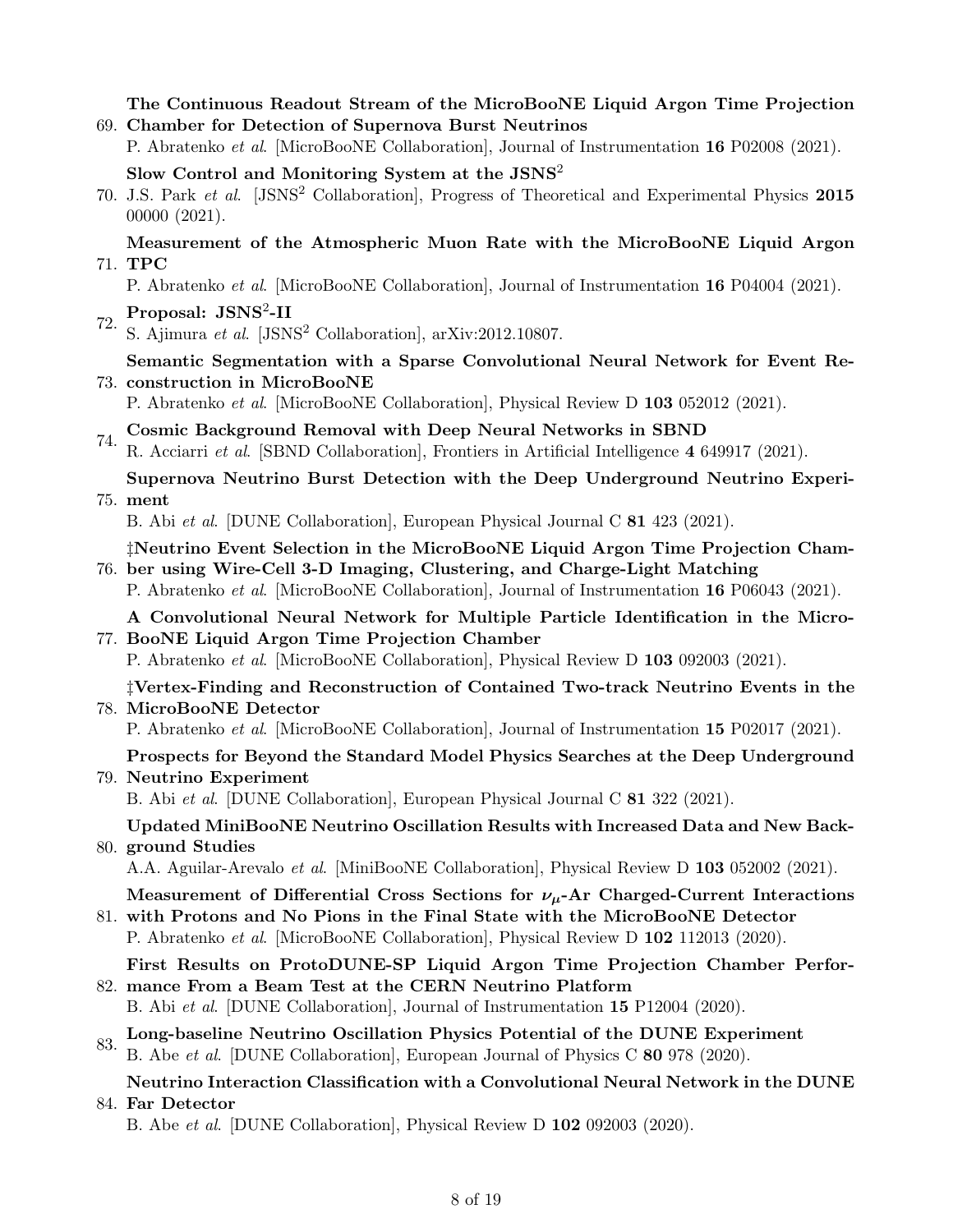69. **The Continuous Readout Stream of the MicroBooNE Liquid Argon Time Projection Chamber for Detection of Supernova Burst Neutrinos**
    P. Abratenko *et al.* [MicroBooNE Collaboration], Journal of Instrumentation **16** P02008 (2021).

70. **Slow Control and Monitoring System at the JSNS$^2$**
    J.S. Park *et al.* [JSNS$^2$ Collaboration], Progress of Theoretical and Experimental Physics **2015** 00000 (2021).

71. **Measurement of the Atmospheric Muon Rate with the MicroBooNE Liquid Argon TPC**
    P. Abratenko *et al.* [MicroBooNE Collaboration], Journal of Instrumentation **16** P04004 (2021).

72. **Proposal: JSNS$^2$-II**
    S. Ajimura *et al.* [JSNS$^2$ Collaboration], arXiv:2012.10807.

73. **Semantic Segmentation with a Sparse Convolutional Neural Network for Event Reconstruction in MicroBooNE**
    P. Abratenko *et al.* [MicroBooNE Collaboration], Physical Review D **103** 052012 (2021).

74. **Cosmic Background Removal with Deep Neural Networks in SBND**
    R. Acciarri *et al.* [SBND Collaboration], Frontiers in Artificial Intelligence **4** 649917 (2021).

75. **Supernova Neutrino Burst Detection with the Deep Underground Neutrino Experiment**
    B. Abi *et al.* [DUNE Collaboration], European Physical Journal C **81** 423 (2021).

76. **‡Neutrino Event Selection in the MicroBooNE Liquid Argon Time Projection Chamber using Wire-Cell 3-D Imaging, Clustering, and Charge-Light Matching**
    P. Abratenko *et al.* [MicroBooNE Collaboration], Journal of Instrumentation **16** P06043 (2021).

77. **A Convolutional Neural Network for Multiple Particle Identification in the MicroBooNE Liquid Argon Time Projection Chamber**
    P. Abratenko *et al.* [MicroBooNE Collaboration], Physical Review D **103** 092003 (2021).

78. **‡Vertex-Finding and Reconstruction of Contained Two-track Neutrino Events in the MicroBooNE Detector**
    P. Abratenko *et al.* [MicroBooNE Collaboration], Journal of Instrumentation **15** P02017 (2021).

79. **Prospects for Beyond the Standard Model Physics Searches at the Deep Underground Neutrino Experiment**
    B. Abi *et al.* [DUNE Collaboration], European Physical Journal C **81** 322 (2021).

80. **Updated MiniBooNE Neutrino Oscillation Results with Increased Data and New Background Studies**
    A.A. Aguilar-Arevalo *et al.* [MiniBooNE Collaboration], Physical Review D **103** 052002 (2021).

81. **Measurement of Differential Cross Sections for $\nu_\mu$-Ar Charged-Current Interactions with Protons and No Pions in the Final State with the MicroBooNE Detector**
    P. Abratenko *et al.* [MicroBooNE Collaboration], Physical Review D **102** 112013 (2020).

82. **First Results on ProtoDUNE-SP Liquid Argon Time Projection Chamber Performance From a Beam Test at the CERN Neutrino Platform**
    B. Abi *et al.* [DUNE Collaboration], Journal of Instrumentation **15** P12004 (2020).

83. **Long-baseline Neutrino Oscillation Physics Potential of the DUNE Experiment**
    B. Abe *et al.* [DUNE Collaboration], European Journal of Physics C **80** 978 (2020).

84. **Neutrino Interaction Classification with a Convolutional Neural Network in the DUNE Far Detector**
    B. Abe *et al.* [DUNE Collaboration], Physical Review D **102** 092003 (2020).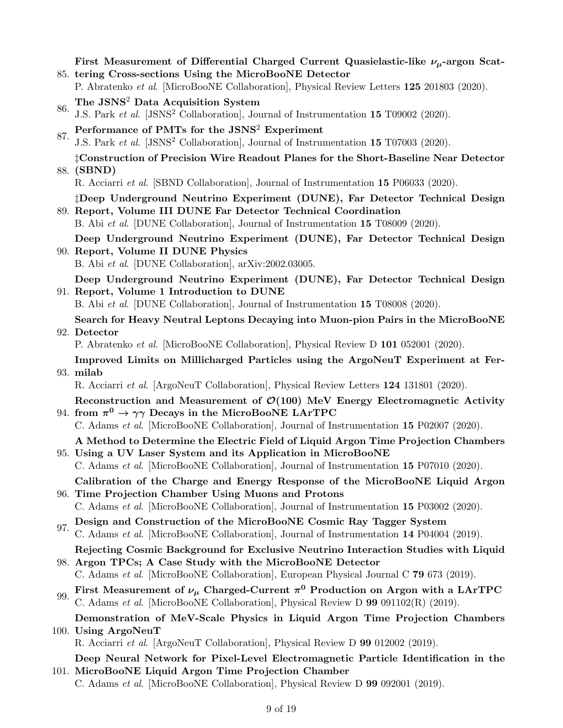85. **First Measurement of Differential Charged Current Quasielastic-like $\nu_\mu$-argon Scattering Cross-sections Using the MicroBooNE Detector**
    P. Abratenko *et al.* [MicroBooNE Collaboration], Physical Review Letters **125** 201803 (2020).

86. **The JSNS$^2$ Data Acquisition System**
    J.S. Park *et al.* [JSNS$^2$ Collaboration], Journal of Instrumentation **15** T09002 (2020).

87. **Performance of PMTs for the JSNS$^2$ Experiment**
    J.S. Park *et al.* [JSNS$^2$ Collaboration], Journal of Instrumentation **15** T07003 (2020).

88. **‡Construction of Precision Wire Readout Planes for the Short-Baseline Near Detector (SBND)**
    R. Acciarri *et al.* [SBND Collaboration], Journal of Instrumentation **15** P06033 (2020).

89. **‡Deep Underground Neutrino Experiment (DUNE), Far Detector Technical Design Report, Volume III DUNE Far Detector Technical Coordination**
    B. Abi *et al.* [DUNE Collaboration], Journal of Instrumentation **15** T08009 (2020).

90. **Deep Underground Neutrino Experiment (DUNE), Far Detector Technical Design Report, Volume II DUNE Physics**
    B. Abi *et al.* [DUNE Collaboration], arXiv:2002.03005.

91. **Deep Underground Neutrino Experiment (DUNE), Far Detector Technical Design Report, Volume 1 Introduction to DUNE**
    B. Abi *et al.* [DUNE Collaboration], Journal of Instrumentation **15** T08008 (2020).

92. **Search for Heavy Neutral Leptons Decaying into Muon-pion Pairs in the MicroBooNE Detector**
    P. Abratenko *et al.* [MicroBooNE Collaboration], Physical Review D **101** 052001 (2020).

93. **Improved Limits on Millicharged Particles using the ArgoNeuT Experiment at Fermilab**
    R. Acciarri *et al.* [ArgoNeuT Collaboration], Physical Review Letters **124** 131801 (2020).

94. **Reconstruction and Measurement of $\mathcal{O}(100)$ MeV Energy Electromagnetic Activity from $\pi^0 \to \gamma\gamma$ Decays in the MicroBooNE LArTPC**
    C. Adams *et al.* [MicroBooNE Collaboration], Journal of Instrumentation **15** P02007 (2020).

95. **A Method to Determine the Electric Field of Liquid Argon Time Projection Chambers Using a UV Laser System and its Application in MicroBooNE**
    C. Adams *et al.* [MicroBooNE Collaboration], Journal of Instrumentation **15** P07010 (2020).

96. **Calibration of the Charge and Energy Response of the MicroBooNE Liquid Argon Time Projection Chamber Using Muons and Protons**
    C. Adams *et al.* [MicroBooNE Collaboration], Journal of Instrumentation **15** P03002 (2020).

97. **Design and Construction of the MicroBooNE Cosmic Ray Tagger System**
    C. Adams *et al.* [MicroBooNE Collaboration], Journal of Instrumentation **14** P04004 (2019).

98. **Rejecting Cosmic Background for Exclusive Neutrino Interaction Studies with Liquid Argon TPCs; A Case Study with the MicroBooNE Detector**
    C. Adams *et al.* [MicroBooNE Collaboration], European Physical Journal C **79** 673 (2019).

99. **First Measurement of $\nu_\mu$ Charged-Current $\pi^0$ Production on Argon with a LArTPC**
    C. Adams *et al.* [MicroBooNE Collaboration], Physical Review D **99** 091102(R) (2019).

100. **Demonstration of MeV-Scale Physics in Liquid Argon Time Projection Chambers Using ArgoNeuT**
     R. Acciarri *et al.* [ArgoNeuT Collaboration], Physical Review D **99** 012002 (2019).

101. **Deep Neural Network for Pixel-Level Electromagnetic Particle Identification in the MicroBooNE Liquid Argon Time Projection Chamber**
     C. Adams *et al.* [MicroBooNE Collaboration], Physical Review D **99** 092001 (2019).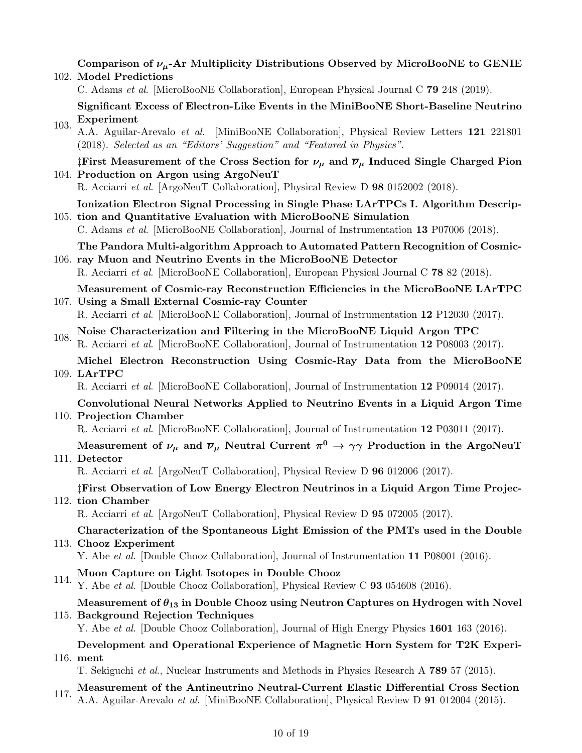102. **Comparison of $\nu_\mu$-Ar Multiplicity Distributions Observed by MicroBooNE to GENIE Model Predictions**
C. Adams *et al*. [MicroBooNE Collaboration], European Physical Journal C **79** 248 (2019).

103. **Significant Excess of Electron-Like Events in the MiniBooNE Short-Baseline Neutrino Experiment**
A.A. Aguilar-Arevalo *et al*. [MiniBooNE Collaboration], Physical Review Letters **121** 221801 (2018). *Selected as an "Editors' Suggestion" and "Featured in Physics".*

104. **‡First Measurement of the Cross Section for $\nu_\mu$ and $\overline{\nu}_\mu$ Induced Single Charged Pion Production on Argon using ArgoNeuT**
R. Acciarri *et al*. [ArgoNeuT Collaboration], Physical Review D **98** 0152002 (2018).

105. **Ionization Electron Signal Processing in Single Phase LArTPCs I. Algorithm Description and Quantitative Evaluation with MicroBooNE Simulation**
C. Adams *et al*. [MicroBooNE Collaboration], Journal of Instrumentation **13** P07006 (2018).

106. **The Pandora Multi-algorithm Approach to Automated Pattern Recognition of Cosmic-ray Muon and Neutrino Events in the MicroBooNE Detector**
R. Acciarri *et al*. [MicroBooNE Collaboration], European Physical Journal C **78** 82 (2018).

107. **Measurement of Cosmic-ray Reconstruction Efficiencies in the MicroBooNE LArTPC Using a Small External Cosmic-ray Counter**
R. Acciarri *et al*. [MicroBooNE Collaboration], Journal of Instrumentation **12** P12030 (2017).

108. **Noise Characterization and Filtering in the MicroBooNE Liquid Argon TPC**
R. Acciarri *et al*. [MicroBooNE Collaboration], Journal of Instrumentation **12** P08003 (2017).

109. **Michel Electron Reconstruction Using Cosmic-Ray Data from the MicroBooNE LArTPC**
R. Acciarri *et al*. [MicroBooNE Collaboration], Journal of Instrumentation **12** P09014 (2017).

110. **Convolutional Neural Networks Applied to Neutrino Events in a Liquid Argon Time Projection Chamber**
R. Acciarri *et al*. [MicroBooNE Collaboration], Journal of Instrumentation **12** P03011 (2017).

111. **Measurement of $\nu_\mu$ and $\overline{\nu}_\mu$ Neutral Current $\pi^0 \to \gamma\gamma$ Production in the ArgoNeuT Detector**
R. Acciarri *et al*. [ArgoNeuT Collaboration], Physical Review D **96** 012006 (2017).

112. **‡First Observation of Low Energy Electron Neutrinos in a Liquid Argon Time Projection Chamber**
R. Acciarri *et al*. [ArgoNeuT Collaboration], Physical Review D **95** 072005 (2017).

113. **Characterization of the Spontaneous Light Emission of the PMTs used in the Double Chooz Experiment**
Y. Abe *et al*. [Double Chooz Collaboration], Journal of Instrumentation **11** P08001 (2016).

114. **Muon Capture on Light Isotopes in Double Chooz**
Y. Abe *et al*. [Double Chooz Collaboration], Physical Review C **93** 054608 (2016).

115. **Measurement of $\theta_{13}$ in Double Chooz using Neutron Captures on Hydrogen with Novel Background Rejection Techniques**
Y. Abe *et al*. [Double Chooz Collaboration], Journal of High Energy Physics **1601** 163 (2016).

116. **Development and Operational Experience of Magnetic Horn System for T2K Experiment**
T. Sekiguchi *et al*., Nuclear Instruments and Methods in Physics Research A **789** 57 (2015).

117. **Measurement of the Antineutrino Neutral-Current Elastic Differential Cross Section**
A.A. Aguilar-Arevalo *et al*. [MiniBooNE Collaboration], Physical Review D **91** 012004 (2015).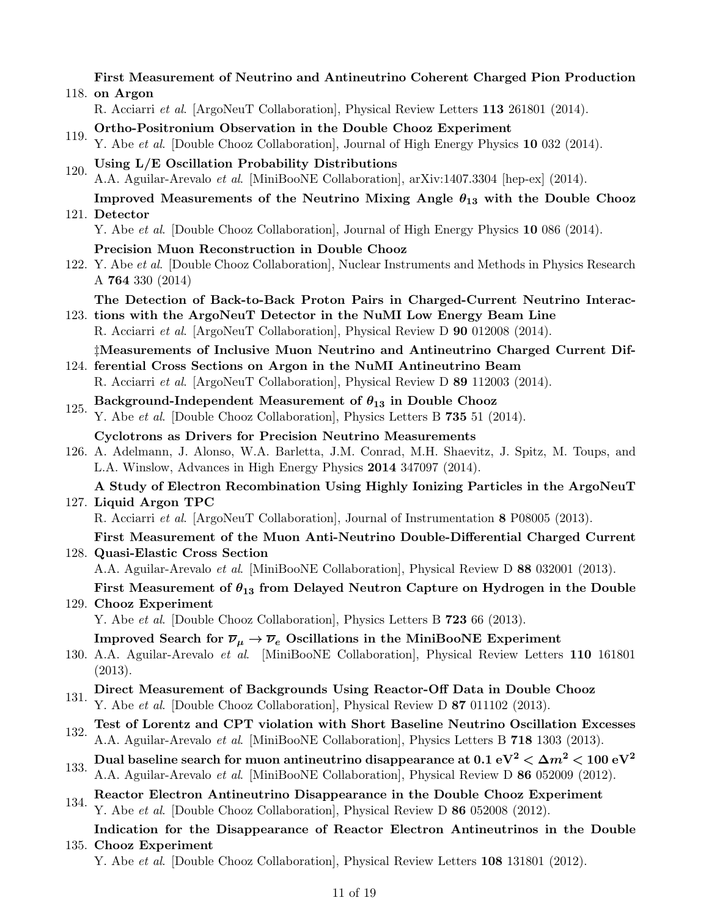118. **First Measurement of Neutrino and Antineutrino Coherent Charged Pion Production on Argon**
R. Acciarri *et al.* [ArgoNeuT Collaboration], Physical Review Letters **113** 261801 (2014).

119. **Ortho-Positronium Observation in the Double Chooz Experiment**
Y. Abe *et al.* [Double Chooz Collaboration], Journal of High Energy Physics **10** 032 (2014).

120. **Using L/E Oscillation Probability Distributions**
A.A. Aguilar-Arevalo *et al.* [MiniBooNE Collaboration], arXiv:1407.3304 [hep-ex] (2014).

121. **Improved Measurements of the Neutrino Mixing Angle $\theta_{13}$ with the Double Chooz Detector**
Y. Abe *et al.* [Double Chooz Collaboration], Journal of High Energy Physics **10** 086 (2014).

122. **Precision Muon Reconstruction in Double Chooz**
Y. Abe *et al.* [Double Chooz Collaboration], Nuclear Instruments and Methods in Physics Research A **764** 330 (2014)

123. **The Detection of Back-to-Back Proton Pairs in Charged-Current Neutrino Interactions with the ArgoNeuT Detector in the NuMI Low Energy Beam Line**
R. Acciarri *et al.* [ArgoNeuT Collaboration], Physical Review D **90** 012008 (2014).

124. **‡Measurements of Inclusive Muon Neutrino and Antineutrino Charged Current Differential Cross Sections on Argon in the NuMI Antineutrino Beam**
R. Acciarri *et al.* [ArgoNeuT Collaboration], Physical Review D **89** 112003 (2014).

125. **Background-Independent Measurement of $\theta_{13}$ in Double Chooz**
Y. Abe *et al.* [Double Chooz Collaboration], Physics Letters B **735** 51 (2014).

126. **Cyclotrons as Drivers for Precision Neutrino Measurements**
A. Adelmann, J. Alonso, W.A. Barletta, J.M. Conrad, M.H. Shaevitz, J. Spitz, M. Toups, and L.A. Winslow, Advances in High Energy Physics **2014** 347097 (2014).

127. **A Study of Electron Recombination Using Highly Ionizing Particles in the ArgoNeuT Liquid Argon TPC**
R. Acciarri *et al.* [ArgoNeuT Collaboration], Journal of Instrumentation **8** P08005 (2013).

128. **First Measurement of the Muon Anti-Neutrino Double-Differential Charged Current Quasi-Elastic Cross Section**
A.A. Aguilar-Arevalo *et al.* [MiniBooNE Collaboration], Physical Review D **88** 032001 (2013).

129. **First Measurement of $\theta_{13}$ from Delayed Neutron Capture on Hydrogen in the Double Chooz Experiment**
Y. Abe *et al.* [Double Chooz Collaboration], Physics Letters B **723** 66 (2013).

130. **Improved Search for $\overline{\nu}_\mu \to \overline{\nu}_e$ Oscillations in the MiniBooNE Experiment**
A.A. Aguilar-Arevalo *et al.* [MiniBooNE Collaboration], Physical Review Letters **110** 161801 (2013).

131. **Direct Measurement of Backgrounds Using Reactor-Off Data in Double Chooz**
Y. Abe *et al.* [Double Chooz Collaboration], Physical Review D **87** 011102 (2013).

132. **Test of Lorentz and CPT violation with Short Baseline Neutrino Oscillation Excesses**
A.A. Aguilar-Arevalo *et al.* [MiniBooNE Collaboration], Physics Letters B **718** 1303 (2013).

133. **Dual baseline search for muon antineutrino disappearance at $0.1\ \mathrm{eV}^2 < \Delta m^2 < 100\ \mathrm{eV}^2$**
A.A. Aguilar-Arevalo *et al.* [MiniBooNE Collaboration], Physical Review D **86** 052009 (2012).

134. **Reactor Electron Antineutrino Disappearance in the Double Chooz Experiment**
Y. Abe *et al.* [Double Chooz Collaboration], Physical Review D **86** 052008 (2012).

135. **Indication for the Disappearance of Reactor Electron Antineutrinos in the Double Chooz Experiment**
Y. Abe *et al.* [Double Chooz Collaboration], Physical Review Letters **108** 131801 (2012).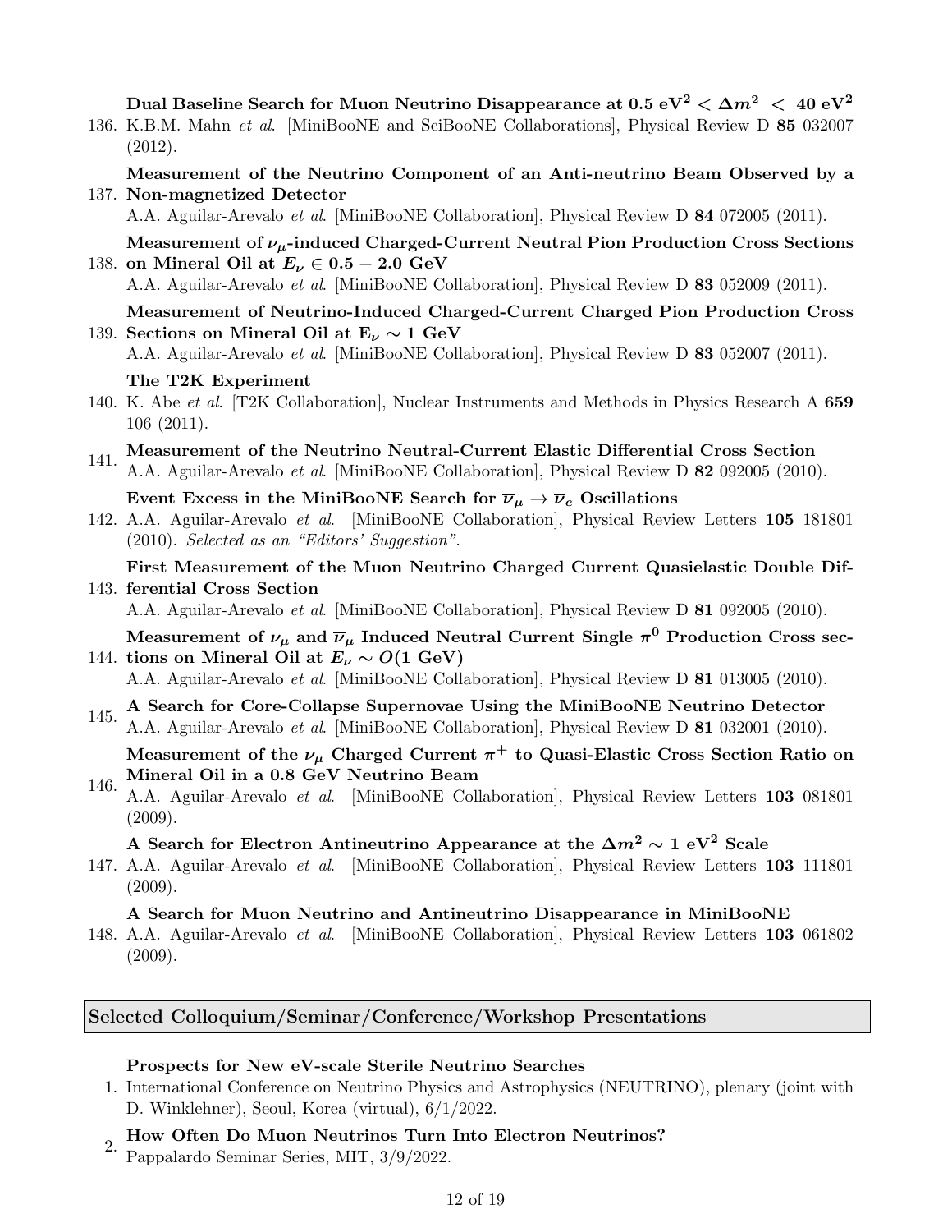136. **Dual Baseline Search for Muon Neutrino Disappearance at $0.5\ \mathrm{eV}^2 < \Delta m^2 < 40\ \mathrm{eV}^2$**
K.B.M. Mahn *et al.* [MiniBooNE and SciBooNE Collaborations], Physical Review D **85** 032007 (2012).

137. **Measurement of the Neutrino Component of an Anti-neutrino Beam Observed by a Non-magnetized Detector**
A.A. Aguilar-Arevalo *et al.* [MiniBooNE Collaboration], Physical Review D **84** 072005 (2011).

138. **Measurement of $\nu_\mu$-induced Charged-Current Neutral Pion Production Cross Sections on Mineral Oil at $E_\nu \in 0.5 - 2.0$ GeV**
A.A. Aguilar-Arevalo *et al.* [MiniBooNE Collaboration], Physical Review D **83** 052009 (2011).

139. **Measurement of Neutrino-Induced Charged-Current Charged Pion Production Cross Sections on Mineral Oil at $E_\nu \sim 1$ GeV**
A.A. Aguilar-Arevalo *et al.* [MiniBooNE Collaboration], Physical Review D **83** 052007 (2011).

140. **The T2K Experiment**
K. Abe *et al.* [T2K Collaboration], Nuclear Instruments and Methods in Physics Research A **659** 106 (2011).

141. **Measurement of the Neutrino Neutral-Current Elastic Differential Cross Section**
A.A. Aguilar-Arevalo *et al.* [MiniBooNE Collaboration], Physical Review D **82** 092005 (2010).

142. **Event Excess in the MiniBooNE Search for $\overline{\nu}_\mu \rightarrow \overline{\nu}_e$ Oscillations**
A.A. Aguilar-Arevalo *et al.* [MiniBooNE Collaboration], Physical Review Letters **105** 181801 (2010). *Selected as an "Editors' Suggestion".*

143. **First Measurement of the Muon Neutrino Charged Current Quasielastic Double Differential Cross Section**
A.A. Aguilar-Arevalo *et al.* [MiniBooNE Collaboration], Physical Review D **81** 092005 (2010).

144. **Measurement of $\nu_\mu$ and $\overline{\nu}_\mu$ Induced Neutral Current Single $\pi^0$ Production Cross sections on Mineral Oil at $E_\nu \sim O(1\ \mathrm{GeV})$**
A.A. Aguilar-Arevalo *et al.* [MiniBooNE Collaboration], Physical Review D **81** 013005 (2010).

145. **A Search for Core-Collapse Supernovae Using the MiniBooNE Neutrino Detector**
A.A. Aguilar-Arevalo *et al.* [MiniBooNE Collaboration], Physical Review D **81** 032001 (2010).

146. **Measurement of the $\nu_\mu$ Charged Current $\pi^+$ to Quasi-Elastic Cross Section Ratio on Mineral Oil in a 0.8 GeV Neutrino Beam**
A.A. Aguilar-Arevalo *et al.* [MiniBooNE Collaboration], Physical Review Letters **103** 081801 (2009).

147. **A Search for Electron Antineutrino Appearance at the $\Delta m^2 \sim 1\ \mathrm{eV}^2$ Scale**
A.A. Aguilar-Arevalo *et al.* [MiniBooNE Collaboration], Physical Review Letters **103** 111801 (2009).

148. **A Search for Muon Neutrino and Antineutrino Disappearance in MiniBooNE**
A.A. Aguilar-Arevalo *et al.* [MiniBooNE Collaboration], Physical Review Letters **103** 061802 (2009).

## Selected Colloquium/Seminar/Conference/Workshop Presentations

1. **Prospects for New eV-scale Sterile Neutrino Searches**
International Conference on Neutrino Physics and Astrophysics (NEUTRINO), plenary (joint with D. Winklehner), Seoul, Korea (virtual), 6/1/2022.

2. **How Often Do Muon Neutrinos Turn Into Electron Neutrinos?**
Pappalardo Seminar Series, MIT, 3/9/2022.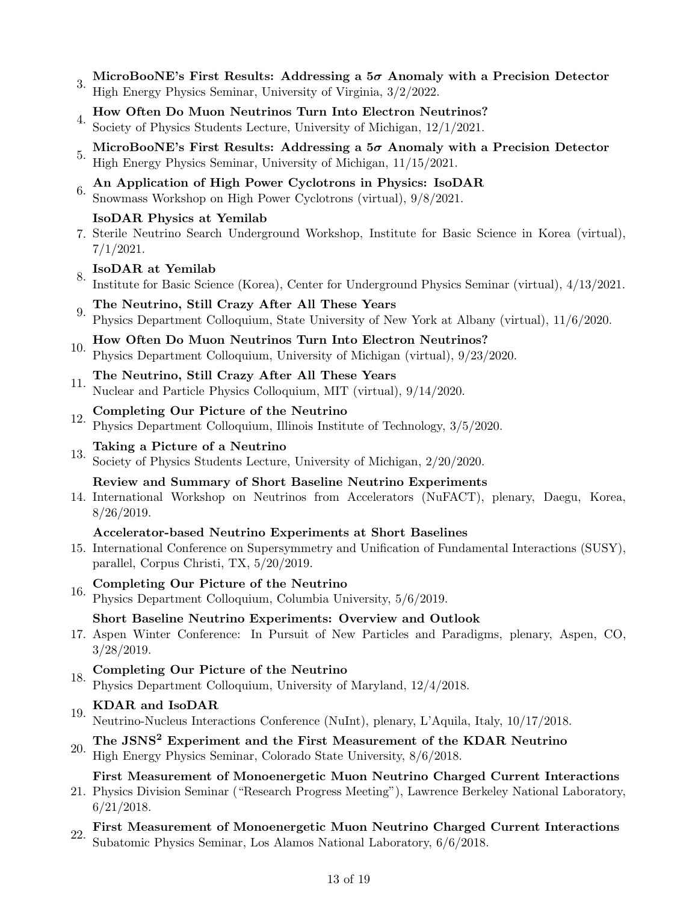3. **MicroBooNE's First Results: Addressing a $5\sigma$ Anomaly with a Precision Detector**
   High Energy Physics Seminar, University of Virginia, 3/2/2022.

4. **How Often Do Muon Neutrinos Turn Into Electron Neutrinos?**
   Society of Physics Students Lecture, University of Michigan, 12/1/2021.

5. **MicroBooNE's First Results: Addressing a $5\sigma$ Anomaly with a Precision Detector**
   High Energy Physics Seminar, University of Michigan, 11/15/2021.

6. **An Application of High Power Cyclotrons in Physics: IsoDAR**
   Snowmass Workshop on High Power Cyclotrons (virtual), 9/8/2021.

7. **IsoDAR Physics at Yemilab**
   Sterile Neutrino Search Underground Workshop, Institute for Basic Science in Korea (virtual), 7/1/2021.

8. **IsoDAR at Yemilab**
   Institute for Basic Science (Korea), Center for Underground Physics Seminar (virtual), 4/13/2021.

9. **The Neutrino, Still Crazy After All These Years**
   Physics Department Colloquium, State University of New York at Albany (virtual), 11/6/2020.

10. **How Often Do Muon Neutrinos Turn Into Electron Neutrinos?**
    Physics Department Colloquium, University of Michigan (virtual), 9/23/2020.

11. **The Neutrino, Still Crazy After All These Years**
    Nuclear and Particle Physics Colloquium, MIT (virtual), 9/14/2020.

12. **Completing Our Picture of the Neutrino**
    Physics Department Colloquium, Illinois Institute of Technology, 3/5/2020.

13. **Taking a Picture of a Neutrino**
    Society of Physics Students Lecture, University of Michigan, 2/20/2020.

14. **Review and Summary of Short Baseline Neutrino Experiments**
    International Workshop on Neutrinos from Accelerators (NuFACT), plenary, Daegu, Korea, 8/26/2019.

15. **Accelerator-based Neutrino Experiments at Short Baselines**
    International Conference on Supersymmetry and Unification of Fundamental Interactions (SUSY), parallel, Corpus Christi, TX, 5/20/2019.

16. **Completing Our Picture of the Neutrino**
    Physics Department Colloquium, Columbia University, 5/6/2019.

17. **Short Baseline Neutrino Experiments: Overview and Outlook**
    Aspen Winter Conference: In Pursuit of New Particles and Paradigms, plenary, Aspen, CO, 3/28/2019.

18. **Completing Our Picture of the Neutrino**
    Physics Department Colloquium, University of Maryland, 12/4/2018.

19. **KDAR and IsoDAR**
    Neutrino-Nucleus Interactions Conference (NuInt), plenary, L'Aquila, Italy, 10/17/2018.

20. **The JSNS$^2$ Experiment and the First Measurement of the KDAR Neutrino**
    High Energy Physics Seminar, Colorado State University, 8/6/2018.

21. **First Measurement of Monoenergetic Muon Neutrino Charged Current Interactions**
    Physics Division Seminar ("Research Progress Meeting"), Lawrence Berkeley National Laboratory, 6/21/2018.

22. **First Measurement of Monoenergetic Muon Neutrino Charged Current Interactions**
    Subatomic Physics Seminar, Los Alamos National Laboratory, 6/6/2018.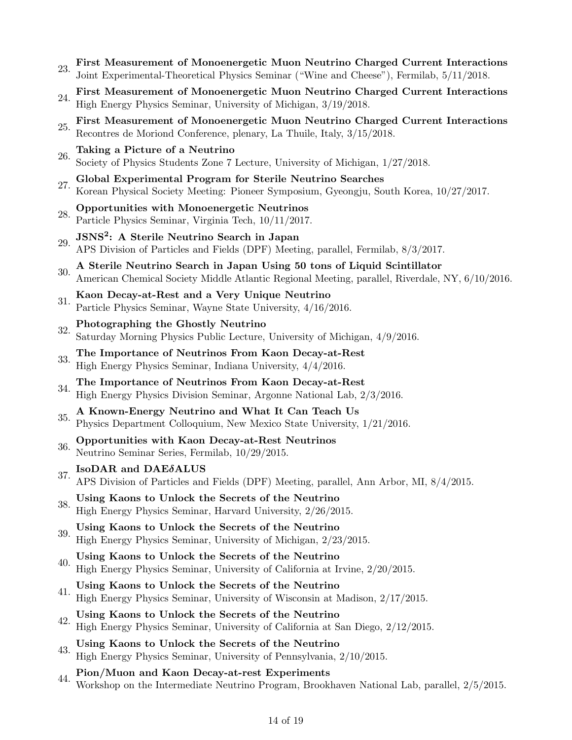23. **First Measurement of Monoenergetic Muon Neutrino Charged Current Interactions**
    Joint Experimental-Theoretical Physics Seminar ("Wine and Cheese"), Fermilab, 5/11/2018.

24. **First Measurement of Monoenergetic Muon Neutrino Charged Current Interactions**
    High Energy Physics Seminar, University of Michigan, 3/19/2018.

25. **First Measurement of Monoenergetic Muon Neutrino Charged Current Interactions**
    Recontres de Moriond Conference, plenary, La Thuile, Italy, 3/15/2018.

26. **Taking a Picture of a Neutrino**
    Society of Physics Students Zone 7 Lecture, University of Michigan, 1/27/2018.

27. **Global Experimental Program for Sterile Neutrino Searches**
    Korean Physical Society Meeting: Pioneer Symposium, Gyeongju, South Korea, 10/27/2017.

28. **Opportunities with Monoenergetic Neutrinos**
    Particle Physics Seminar, Virginia Tech, 10/11/2017.

29. **JSNS$^2$: A Sterile Neutrino Search in Japan**
    APS Division of Particles and Fields (DPF) Meeting, parallel, Fermilab, 8/3/2017.

30. **A Sterile Neutrino Search in Japan Using 50 tons of Liquid Scintillator**
    American Chemical Society Middle Atlantic Regional Meeting, parallel, Riverdale, NY, 6/10/2016.

31. **Kaon Decay-at-Rest and a Very Unique Neutrino**
    Particle Physics Seminar, Wayne State University, 4/16/2016.

32. **Photographing the Ghostly Neutrino**
    Saturday Morning Physics Public Lecture, University of Michigan, 4/9/2016.

33. **The Importance of Neutrinos From Kaon Decay-at-Rest**
    High Energy Physics Seminar, Indiana University, 4/4/2016.

34. **The Importance of Neutrinos From Kaon Decay-at-Rest**
    High Energy Physics Division Seminar, Argonne National Lab, 2/3/2016.

35. **A Known-Energy Neutrino and What It Can Teach Us**
    Physics Department Colloquium, New Mexico State University, 1/21/2016.

36. **Opportunities with Kaon Decay-at-Rest Neutrinos**
    Neutrino Seminar Series, Fermilab, 10/29/2015.

37. **IsoDAR and DAE$\delta$ALUS**
    APS Division of Particles and Fields (DPF) Meeting, parallel, Ann Arbor, MI, 8/4/2015.

38. **Using Kaons to Unlock the Secrets of the Neutrino**
    High Energy Physics Seminar, Harvard University, 2/26/2015.

39. **Using Kaons to Unlock the Secrets of the Neutrino**
    High Energy Physics Seminar, University of Michigan, 2/23/2015.

40. **Using Kaons to Unlock the Secrets of the Neutrino**
    High Energy Physics Seminar, University of California at Irvine, 2/20/2015.

41. **Using Kaons to Unlock the Secrets of the Neutrino**
    High Energy Physics Seminar, University of Wisconsin at Madison, 2/17/2015.

42. **Using Kaons to Unlock the Secrets of the Neutrino**
    High Energy Physics Seminar, University of California at San Diego, 2/12/2015.

43. **Using Kaons to Unlock the Secrets of the Neutrino**
    High Energy Physics Seminar, University of Pennsylvania, 2/10/2015.

44. **Pion/Muon and Kaon Decay-at-rest Experiments**
    Workshop on the Intermediate Neutrino Program, Brookhaven National Lab, parallel, 2/5/2015.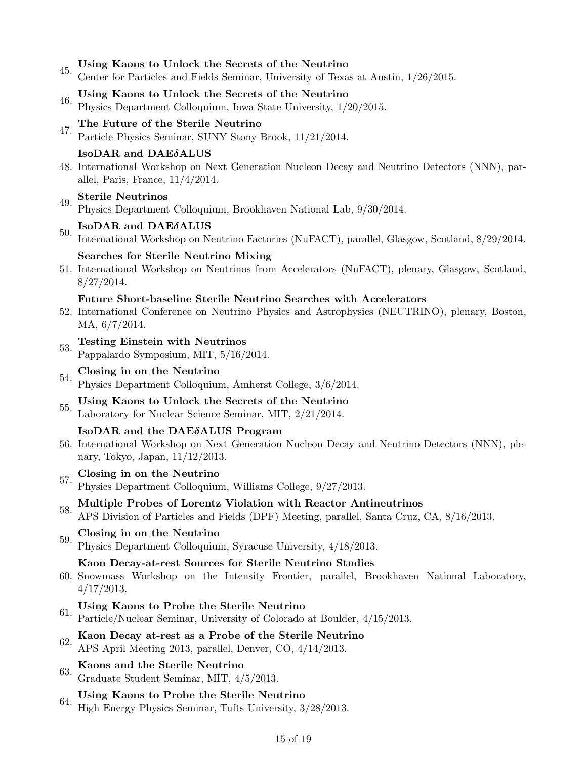45. **Using Kaons to Unlock the Secrets of the Neutrino**
    Center for Particles and Fields Seminar, University of Texas at Austin, 1/26/2015.

46. **Using Kaons to Unlock the Secrets of the Neutrino**
    Physics Department Colloquium, Iowa State University, 1/20/2015.

47. **The Future of the Sterile Neutrino**
    Particle Physics Seminar, SUNY Stony Brook, 11/21/2014.

48. **IsoDAR and DAE$\delta$ALUS**
    International Workshop on Next Generation Nucleon Decay and Neutrino Detectors (NNN), parallel, Paris, France, 11/4/2014.

49. **Sterile Neutrinos**
    Physics Department Colloquium, Brookhaven National Lab, 9/30/2014.

50. **IsoDAR and DAE$\delta$ALUS**
    International Workshop on Neutrino Factories (NuFACT), parallel, Glasgow, Scotland, 8/29/2014.

51. **Searches for Sterile Neutrino Mixing**
    International Workshop on Neutrinos from Accelerators (NuFACT), plenary, Glasgow, Scotland, 8/27/2014.

52. **Future Short-baseline Sterile Neutrino Searches with Accelerators**
    International Conference on Neutrino Physics and Astrophysics (NEUTRINO), plenary, Boston, MA, 6/7/2014.

53. **Testing Einstein with Neutrinos**
    Pappalardo Symposium, MIT, 5/16/2014.

54. **Closing in on the Neutrino**
    Physics Department Colloquium, Amherst College, 3/6/2014.

55. **Using Kaons to Unlock the Secrets of the Neutrino**
    Laboratory for Nuclear Science Seminar, MIT, 2/21/2014.

56. **IsoDAR and the DAE$\delta$ALUS Program**
    International Workshop on Next Generation Nucleon Decay and Neutrino Detectors (NNN), plenary, Tokyo, Japan, 11/12/2013.

57. **Closing in on the Neutrino**
    Physics Department Colloquium, Williams College, 9/27/2013.

58. **Multiple Probes of Lorentz Violation with Reactor Antineutrinos**
    APS Division of Particles and Fields (DPF) Meeting, parallel, Santa Cruz, CA, 8/16/2013.

59. **Closing in on the Neutrino**
    Physics Department Colloquium, Syracuse University, 4/18/2013.

60. **Kaon Decay-at-rest Sources for Sterile Neutrino Studies**
    Snowmass Workshop on the Intensity Frontier, parallel, Brookhaven National Laboratory, 4/17/2013.

61. **Using Kaons to Probe the Sterile Neutrino**
    Particle/Nuclear Seminar, University of Colorado at Boulder, 4/15/2013.

62. **Kaon Decay at-rest as a Probe of the Sterile Neutrino**
    APS April Meeting 2013, parallel, Denver, CO, 4/14/2013.

63. **Kaons and the Sterile Neutrino**
    Graduate Student Seminar, MIT, 4/5/2013.

64. **Using Kaons to Probe the Sterile Neutrino**
    High Energy Physics Seminar, Tufts University, 3/28/2013.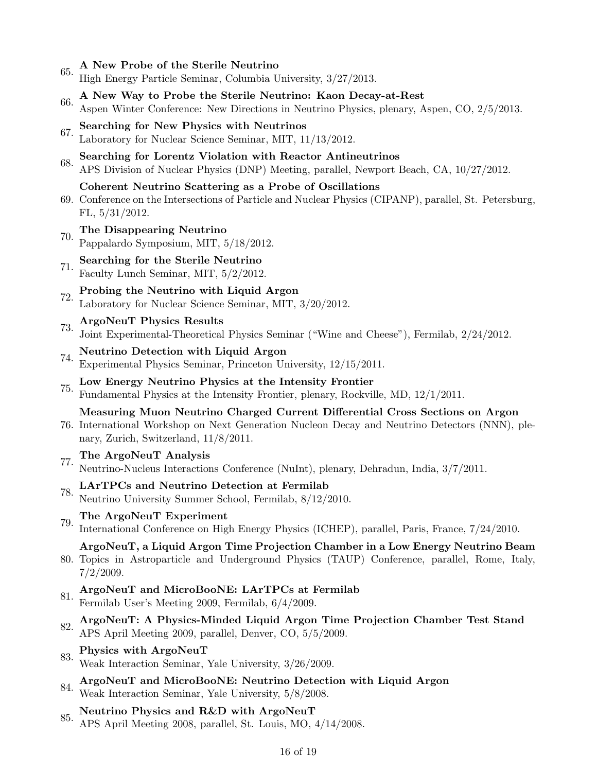65. **A New Probe of the Sterile Neutrino**
    High Energy Particle Seminar, Columbia University, 3/27/2013.

66. **A New Way to Probe the Sterile Neutrino: Kaon Decay-at-Rest**
    Aspen Winter Conference: New Directions in Neutrino Physics, plenary, Aspen, CO, 2/5/2013.

67. **Searching for New Physics with Neutrinos**
    Laboratory for Nuclear Science Seminar, MIT, 11/13/2012.

68. **Searching for Lorentz Violation with Reactor Antineutrinos**
    APS Division of Nuclear Physics (DNP) Meeting, parallel, Newport Beach, CA, 10/27/2012.

69. **Coherent Neutrino Scattering as a Probe of Oscillations**
    Conference on the Intersections of Particle and Nuclear Physics (CIPANP), parallel, St. Petersburg, FL, 5/31/2012.

70. **The Disappearing Neutrino**
    Pappalardo Symposium, MIT, 5/18/2012.

71. **Searching for the Sterile Neutrino**
    Faculty Lunch Seminar, MIT, 5/2/2012.

72. **Probing the Neutrino with Liquid Argon**
    Laboratory for Nuclear Science Seminar, MIT, 3/20/2012.

73. **ArgoNeuT Physics Results**
    Joint Experimental-Theoretical Physics Seminar ("Wine and Cheese"), Fermilab, 2/24/2012.

74. **Neutrino Detection with Liquid Argon**
    Experimental Physics Seminar, Princeton University, 12/15/2011.

75. **Low Energy Neutrino Physics at the Intensity Frontier**
    Fundamental Physics at the Intensity Frontier, plenary, Rockville, MD, 12/1/2011.

76. **Measuring Muon Neutrino Charged Current Differential Cross Sections on Argon**
    International Workshop on Next Generation Nucleon Decay and Neutrino Detectors (NNN), plenary, Zurich, Switzerland, 11/8/2011.

77. **The ArgoNeuT Analysis**
    Neutrino-Nucleus Interactions Conference (NuInt), plenary, Dehradun, India, 3/7/2011.

78. **LArTPCs and Neutrino Detection at Fermilab**
    Neutrino University Summer School, Fermilab, 8/12/2010.

79. **The ArgoNeuT Experiment**
    International Conference on High Energy Physics (ICHEP), parallel, Paris, France, 7/24/2010.

80. **ArgoNeuT, a Liquid Argon Time Projection Chamber in a Low Energy Neutrino Beam**
    Topics in Astroparticle and Underground Physics (TAUP) Conference, parallel, Rome, Italy, 7/2/2009.

81. **ArgoNeuT and MicroBooNE: LArTPCs at Fermilab**
    Fermilab User's Meeting 2009, Fermilab, 6/4/2009.

82. **ArgoNeuT: A Physics-Minded Liquid Argon Time Projection Chamber Test Stand**
    APS April Meeting 2009, parallel, Denver, CO, 5/5/2009.

83. **Physics with ArgoNeuT**
    Weak Interaction Seminar, Yale University, 3/26/2009.

84. **ArgoNeuT and MicroBooNE: Neutrino Detection with Liquid Argon**
    Weak Interaction Seminar, Yale University, 5/8/2008.

85. **Neutrino Physics and R&D with ArgoNeuT**
    APS April Meeting 2008, parallel, St. Louis, MO, 4/14/2008.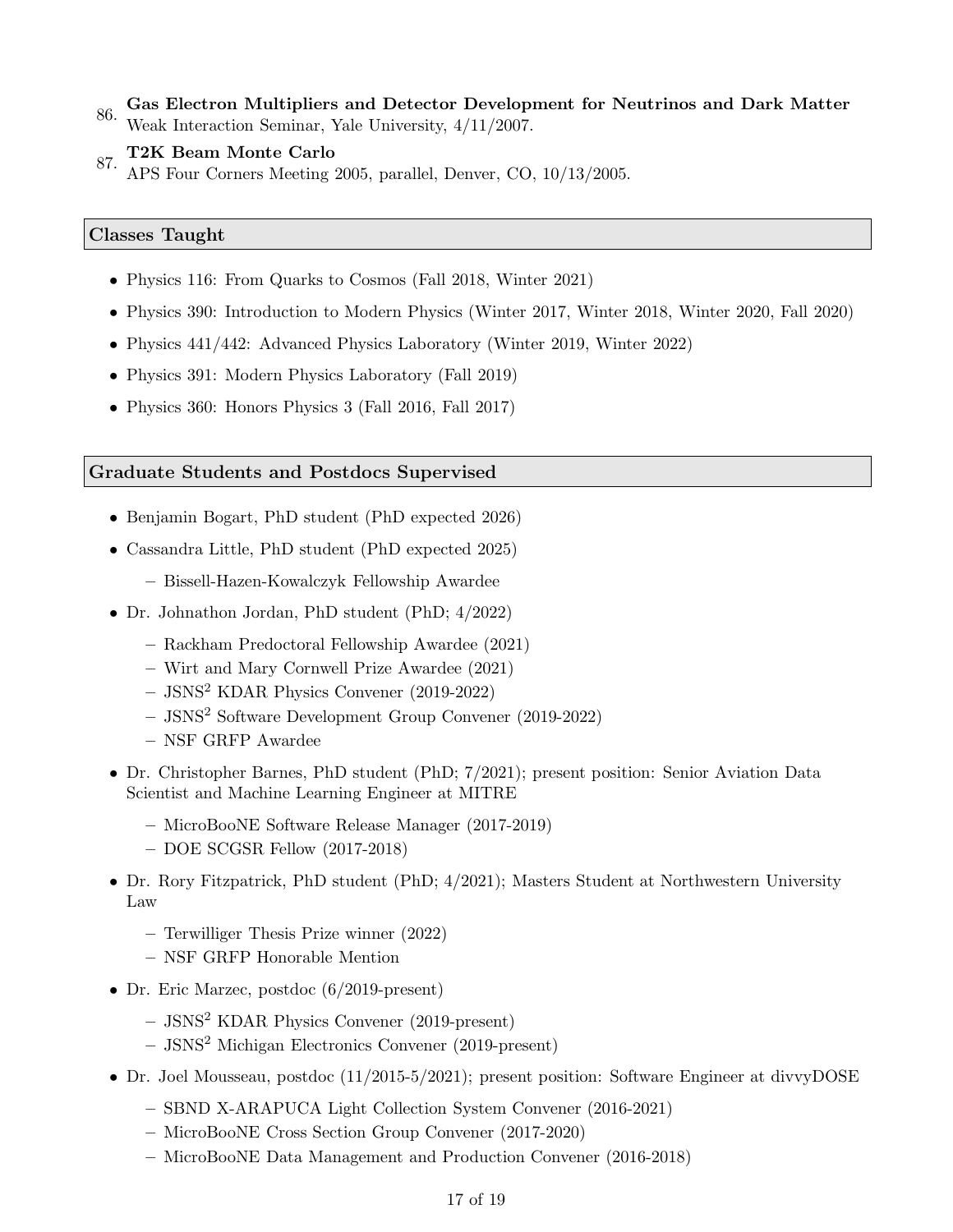86. **Gas Electron Multipliers and Detector Development for Neutrinos and Dark Matter**
    Weak Interaction Seminar, Yale University, 4/11/2007.

87. **T2K Beam Monte Carlo**
    APS Four Corners Meeting 2005, parallel, Denver, CO, 10/13/2005.

## Classes Taught

- Physics 116: From Quarks to Cosmos (Fall 2018, Winter 2021)
- Physics 390: Introduction to Modern Physics (Winter 2017, Winter 2018, Winter 2020, Fall 2020)
- Physics 441/442: Advanced Physics Laboratory (Winter 2019, Winter 2022)
- Physics 391: Modern Physics Laboratory (Fall 2019)
- Physics 360: Honors Physics 3 (Fall 2016, Fall 2017)

## Graduate Students and Postdocs Supervised

- Benjamin Bogart, PhD student (PhD expected 2026)
- Cassandra Little, PhD student (PhD expected 2025)
  - Bissell-Hazen-Kowalczyk Fellowship Awardee
- Dr. Johnathon Jordan, PhD student (PhD; 4/2022)
  - Rackham Predoctoral Fellowship Awardee (2021)
  - Wirt and Mary Cornwell Prize Awardee (2021)
  - $JSNS^2$ KDAR Physics Convener (2019-2022)
  - $JSNS^2$ Software Development Group Convener (2019-2022)
  - NSF GRFP Awardee
- Dr. Christopher Barnes, PhD student (PhD; 7/2021); present position: Senior Aviation Data Scientist and Machine Learning Engineer at MITRE
  - MicroBooNE Software Release Manager (2017-2019)
  - DOE SCGSR Fellow (2017-2018)
- Dr. Rory Fitzpatrick, PhD student (PhD; 4/2021); Masters Student at Northwestern University Law
  - Terwilliger Thesis Prize winner (2022)
  - NSF GRFP Honorable Mention
- Dr. Eric Marzec, postdoc (6/2019-present)
  - $JSNS^2$ KDAR Physics Convener (2019-present)
  - $JSNS^2$ Michigan Electronics Convener (2019-present)
- Dr. Joel Mousseau, postdoc (11/2015-5/2021); present position: Software Engineer at divvyDOSE
  - SBND X-ARAPUCA Light Collection System Convener (2016-2021)
  - MicroBooNE Cross Section Group Convener (2017-2020)
  - MicroBooNE Data Management and Production Convener (2016-2018)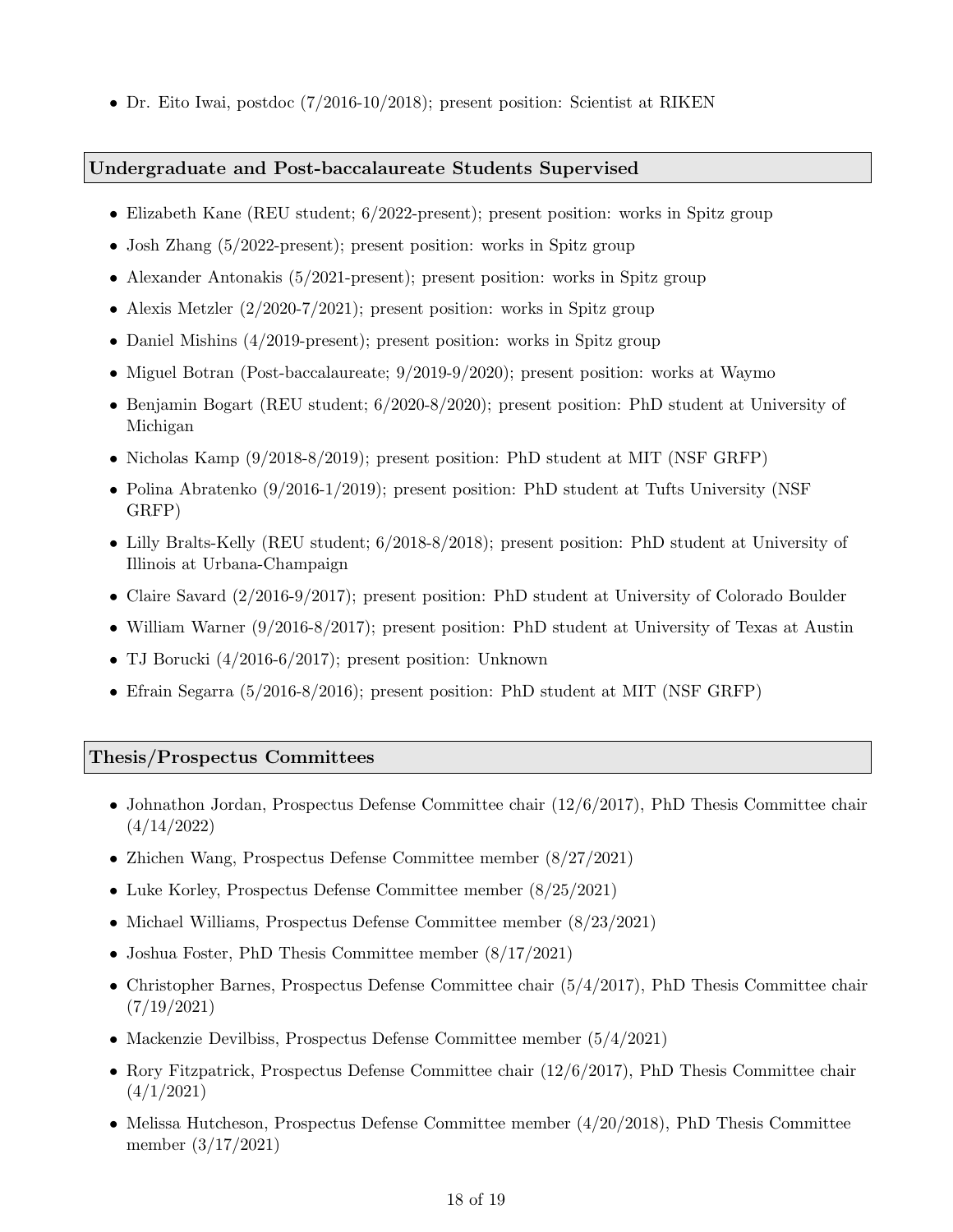- Dr. Eito Iwai, postdoc (7/2016-10/2018); present position: Scientist at RIKEN

## Undergraduate and Post-baccalaureate Students Supervised

- Elizabeth Kane (REU student; 6/2022-present); present position: works in Spitz group
- Josh Zhang (5/2022-present); present position: works in Spitz group
- Alexander Antonakis (5/2021-present); present position: works in Spitz group
- Alexis Metzler (2/2020-7/2021); present position: works in Spitz group
- Daniel Mishins (4/2019-present); present position: works in Spitz group
- Miguel Botran (Post-baccalaureate; 9/2019-9/2020); present position: works at Waymo
- Benjamin Bogart (REU student; 6/2020-8/2020); present position: PhD student at University of Michigan
- Nicholas Kamp (9/2018-8/2019); present position: PhD student at MIT (NSF GRFP)
- Polina Abratenko (9/2016-1/2019); present position: PhD student at Tufts University (NSF GRFP)
- Lilly Bralts-Kelly (REU student; 6/2018-8/2018); present position: PhD student at University of Illinois at Urbana-Champaign
- Claire Savard (2/2016-9/2017); present position: PhD student at University of Colorado Boulder
- William Warner (9/2016-8/2017); present position: PhD student at University of Texas at Austin
- TJ Borucki (4/2016-6/2017); present position: Unknown
- Efrain Segarra (5/2016-8/2016); present position: PhD student at MIT (NSF GRFP)

## Thesis/Prospectus Committees

- Johnathon Jordan, Prospectus Defense Committee chair (12/6/2017), PhD Thesis Committee chair (4/14/2022)
- Zhichen Wang, Prospectus Defense Committee member (8/27/2021)
- Luke Korley, Prospectus Defense Committee member (8/25/2021)
- Michael Williams, Prospectus Defense Committee member (8/23/2021)
- Joshua Foster, PhD Thesis Committee member (8/17/2021)
- Christopher Barnes, Prospectus Defense Committee chair (5/4/2017), PhD Thesis Committee chair (7/19/2021)
- Mackenzie Devilbiss, Prospectus Defense Committee member (5/4/2021)
- Rory Fitzpatrick, Prospectus Defense Committee chair (12/6/2017), PhD Thesis Committee chair (4/1/2021)
- Melissa Hutcheson, Prospectus Defense Committee member (4/20/2018), PhD Thesis Committee member (3/17/2021)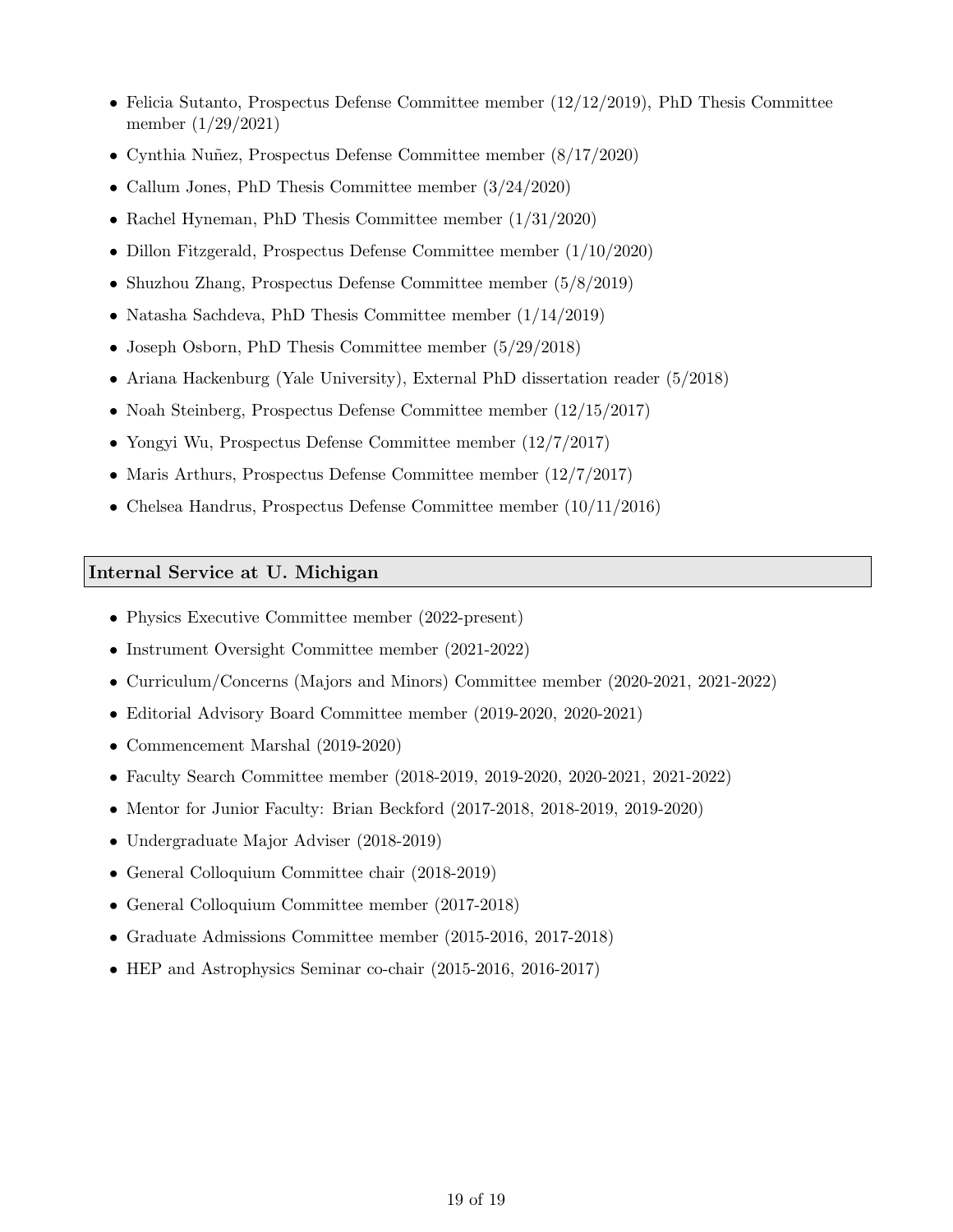- Felicia Sutanto, Prospectus Defense Committee member (12/12/2019), PhD Thesis Committee member (1/29/2021)
- Cynthia Nuñez, Prospectus Defense Committee member (8/17/2020)
- Callum Jones, PhD Thesis Committee member (3/24/2020)
- Rachel Hyneman, PhD Thesis Committee member (1/31/2020)
- Dillon Fitzgerald, Prospectus Defense Committee member (1/10/2020)
- Shuzhou Zhang, Prospectus Defense Committee member (5/8/2019)
- Natasha Sachdeva, PhD Thesis Committee member (1/14/2019)
- Joseph Osborn, PhD Thesis Committee member (5/29/2018)
- Ariana Hackenburg (Yale University), External PhD dissertation reader (5/2018)
- Noah Steinberg, Prospectus Defense Committee member (12/15/2017)
- Yongyi Wu, Prospectus Defense Committee member (12/7/2017)
- Maris Arthurs, Prospectus Defense Committee member (12/7/2017)
- Chelsea Handrus, Prospectus Defense Committee member (10/11/2016)

## Internal Service at U. Michigan

- Physics Executive Committee member (2022-present)
- Instrument Oversight Committee member (2021-2022)
- Curriculum/Concerns (Majors and Minors) Committee member (2020-2021, 2021-2022)
- Editorial Advisory Board Committee member (2019-2020, 2020-2021)
- Commencement Marshal (2019-2020)
- Faculty Search Committee member (2018-2019, 2019-2020, 2020-2021, 2021-2022)
- Mentor for Junior Faculty: Brian Beckford (2017-2018, 2018-2019, 2019-2020)
- Undergraduate Major Adviser (2018-2019)
- General Colloquium Committee chair (2018-2019)
- General Colloquium Committee member (2017-2018)
- Graduate Admissions Committee member (2015-2016, 2017-2018)
- HEP and Astrophysics Seminar co-chair (2015-2016, 2016-2017)